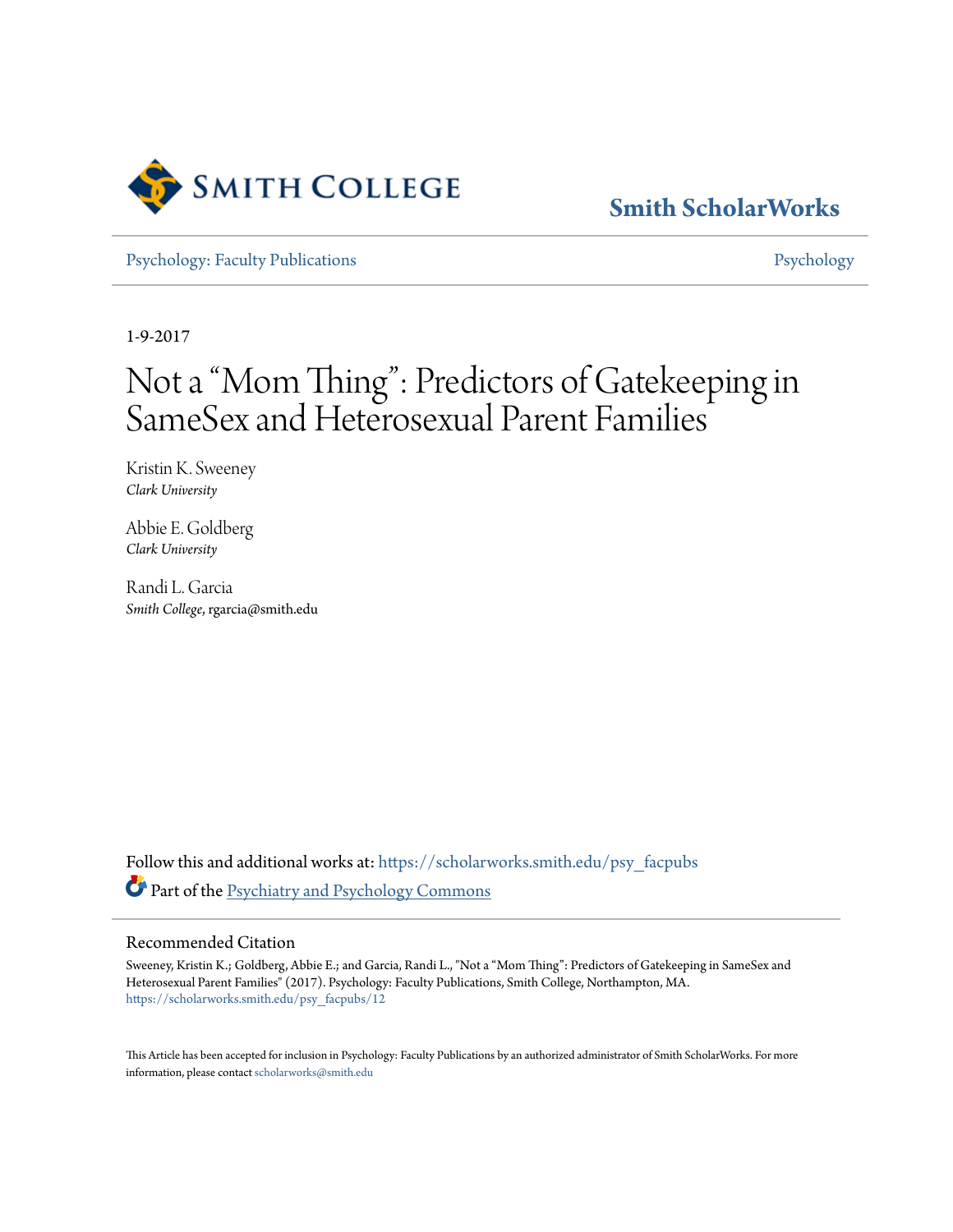Smith College

Smith ScholarWorks

Psychology: Faculty Publications — Psychology

1-9-2017

# Not a "Mom Thing": Predictors of Gatekeeping in SameSex and Heterosexual Parent Families

Kristin K. Sweeney
*Clark University*

Abbie E. Goldberg
*Clark University*

Randi L. Garcia
*Smith College*, rgarcia@smith.edu

Follow this and additional works at: https://scholarworks.smith.edu/psy_facpubs

Part of the Psychiatry and Psychology Commons

## Recommended Citation

Sweeney, Kristin K.; Goldberg, Abbie E.; and Garcia, Randi L., "Not a "Mom Thing": Predictors of Gatekeeping in SameSex and Heterosexual Parent Families" (2017). Psychology: Faculty Publications, Smith College, Northampton, MA.
https://scholarworks.smith.edu/psy_facpubs/12

This Article has been accepted for inclusion in Psychology: Faculty Publications by an authorized administrator of Smith ScholarWorks. For more information, please contact scholarworks@smith.edu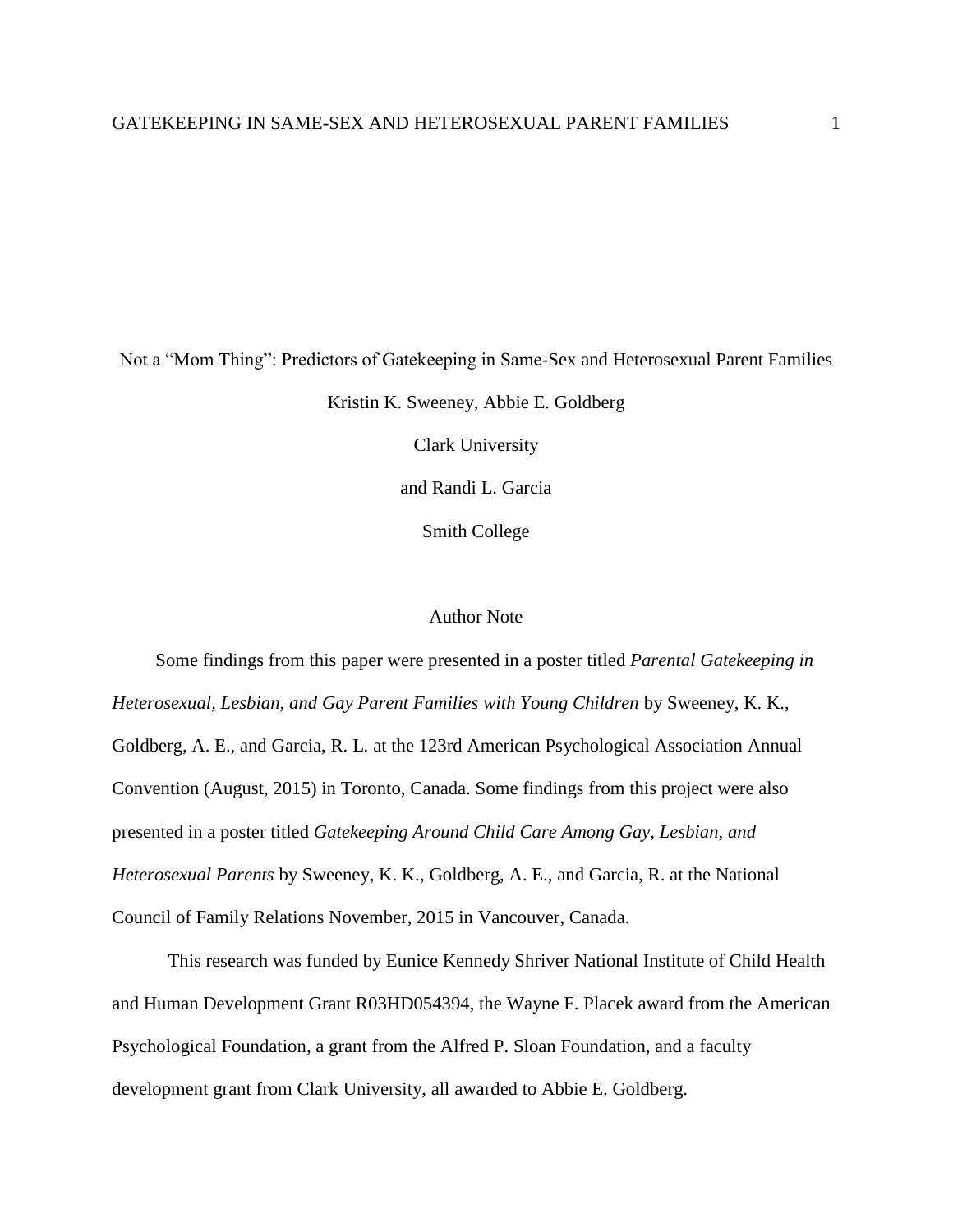Not a “Mom Thing”: Predictors of Gatekeeping in Same-Sex and Heterosexual Parent Families

Kristin K. Sweeney, Abbie E. Goldberg

Clark University

and Randi L. Garcia

Smith College

Author Note

Some findings from this paper were presented in a poster titled *Parental Gatekeeping in Heterosexual, Lesbian, and Gay Parent Families with Young Children* by Sweeney, K. K., Goldberg, A. E., and Garcia, R. L. at the 123rd American Psychological Association Annual Convention (August, 2015) in Toronto, Canada. Some findings from this project were also presented in a poster titled *Gatekeeping Around Child Care Among Gay, Lesbian, and Heterosexual Parents* by Sweeney, K. K., Goldberg, A. E., and Garcia, R. at the National Council of Family Relations November, 2015 in Vancouver, Canada.

This research was funded by Eunice Kennedy Shriver National Institute of Child Health and Human Development Grant R03HD054394, the Wayne F. Placek award from the American Psychological Foundation, a grant from the Alfred P. Sloan Foundation, and a faculty development grant from Clark University, all awarded to Abbie E. Goldberg.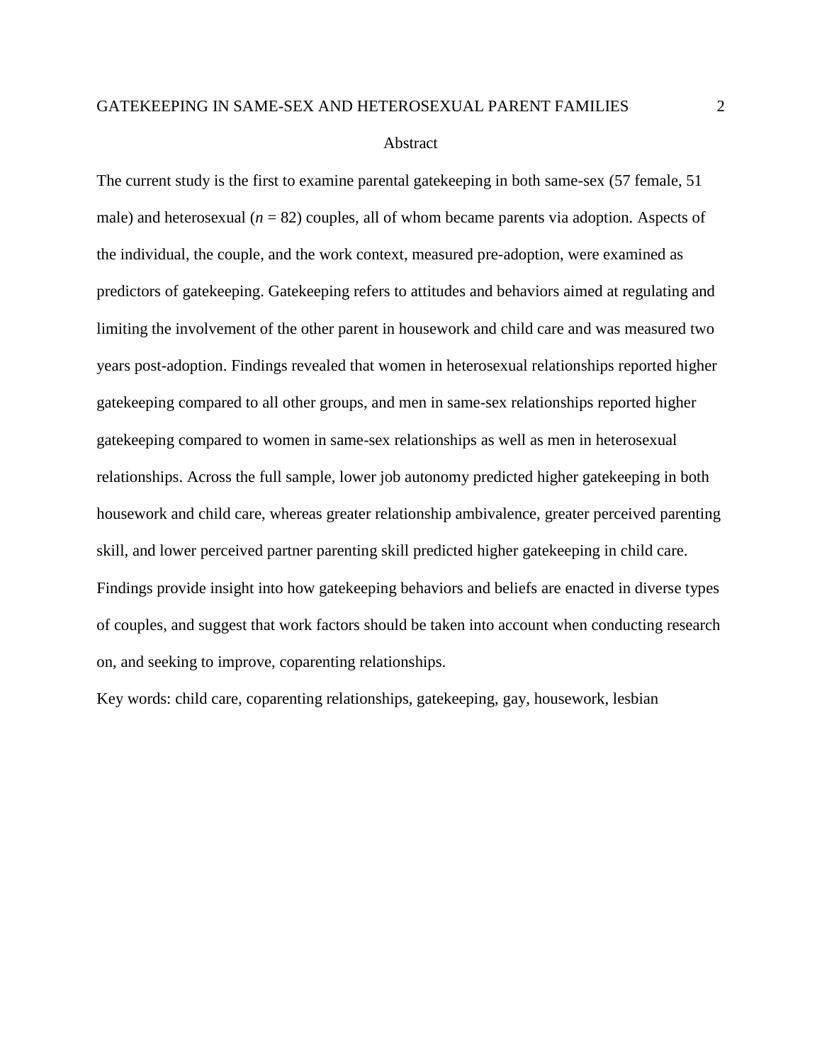# Abstract

The current study is the first to examine parental gatekeeping in both same-sex (57 female, 51 male) and heterosexual ($n$ = 82) couples, all of whom became parents via adoption. Aspects of the individual, the couple, and the work context, measured pre-adoption, were examined as predictors of gatekeeping. Gatekeeping refers to attitudes and behaviors aimed at regulating and limiting the involvement of the other parent in housework and child care and was measured two years post-adoption. Findings revealed that women in heterosexual relationships reported higher gatekeeping compared to all other groups, and men in same-sex relationships reported higher gatekeeping compared to women in same-sex relationships as well as men in heterosexual relationships. Across the full sample, lower job autonomy predicted higher gatekeeping in both housework and child care, whereas greater relationship ambivalence, greater perceived parenting skill, and lower perceived partner parenting skill predicted higher gatekeeping in child care. Findings provide insight into how gatekeeping behaviors and beliefs are enacted in diverse types of couples, and suggest that work factors should be taken into account when conducting research on, and seeking to improve, coparenting relationships.

Key words: child care, coparenting relationships, gatekeeping, gay, housework, lesbian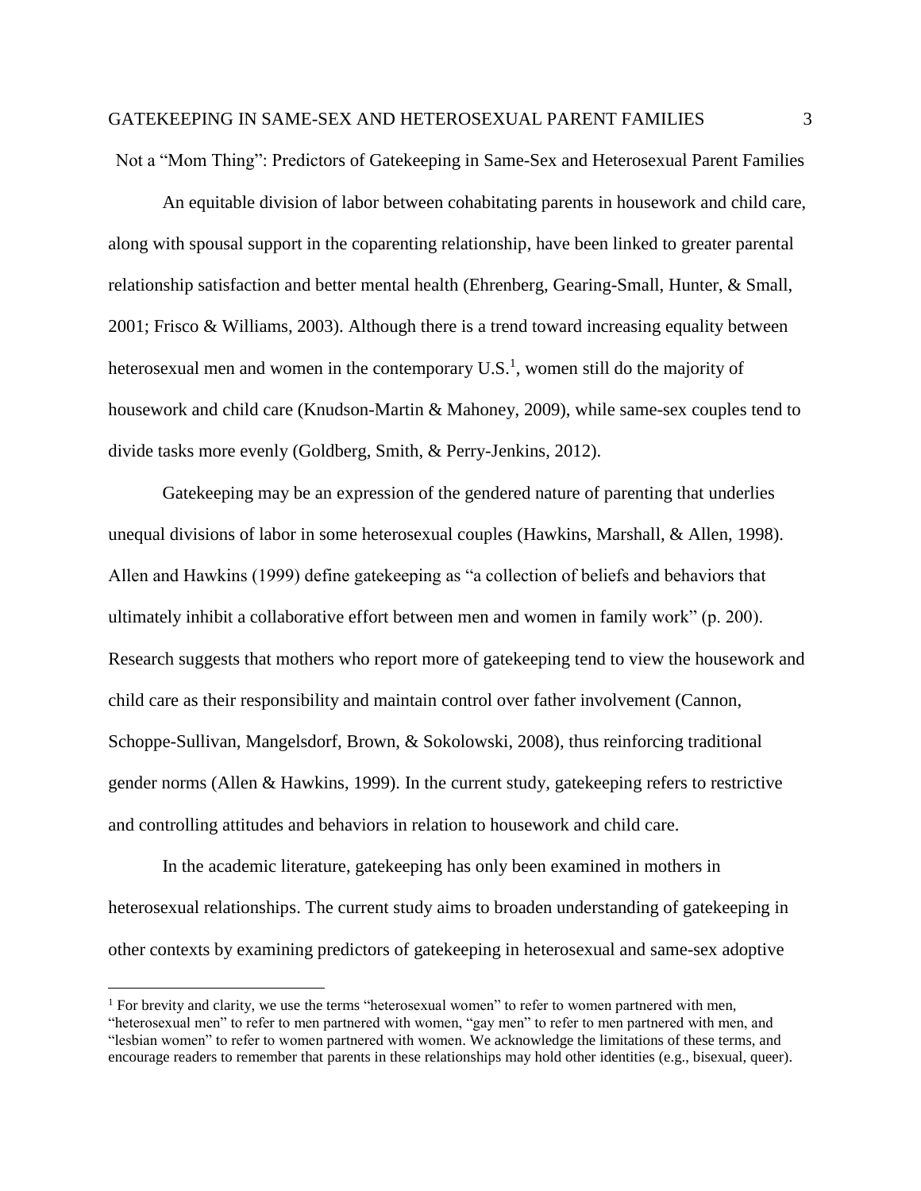Not a "Mom Thing": Predictors of Gatekeeping in Same-Sex and Heterosexual Parent Families

An equitable division of labor between cohabitating parents in housework and child care, along with spousal support in the coparenting relationship, have been linked to greater parental relationship satisfaction and better mental health (Ehrenberg, Gearing-Small, Hunter, & Small, 2001; Frisco & Williams, 2003). Although there is a trend toward increasing equality between heterosexual men and women in the contemporary U.S.[1], women still do the majority of housework and child care (Knudson-Martin & Mahoney, 2009), while same-sex couples tend to divide tasks more evenly (Goldberg, Smith, & Perry-Jenkins, 2012).

Gatekeeping may be an expression of the gendered nature of parenting that underlies unequal divisions of labor in some heterosexual couples (Hawkins, Marshall, & Allen, 1998). Allen and Hawkins (1999) define gatekeeping as "a collection of beliefs and behaviors that ultimately inhibit a collaborative effort between men and women in family work" (p. 200). Research suggests that mothers who report more of gatekeeping tend to view the housework and child care as their responsibility and maintain control over father involvement (Cannon, Schoppe-Sullivan, Mangelsdorf, Brown, & Sokolowski, 2008), thus reinforcing traditional gender norms (Allen & Hawkins, 1999). In the current study, gatekeeping refers to restrictive and controlling attitudes and behaviors in relation to housework and child care.

In the academic literature, gatekeeping has only been examined in mothers in heterosexual relationships. The current study aims to broaden understanding of gatekeeping in other contexts by examining predictors of gatekeeping in heterosexual and same-sex adoptive

[1] For brevity and clarity, we use the terms "heterosexual women" to refer to women partnered with men, "heterosexual men" to refer to men partnered with women, "gay men" to refer to men partnered with men, and "lesbian women" to refer to women partnered with women. We acknowledge the limitations of these terms, and encourage readers to remember that parents in these relationships may hold other identities (e.g., bisexual, queer).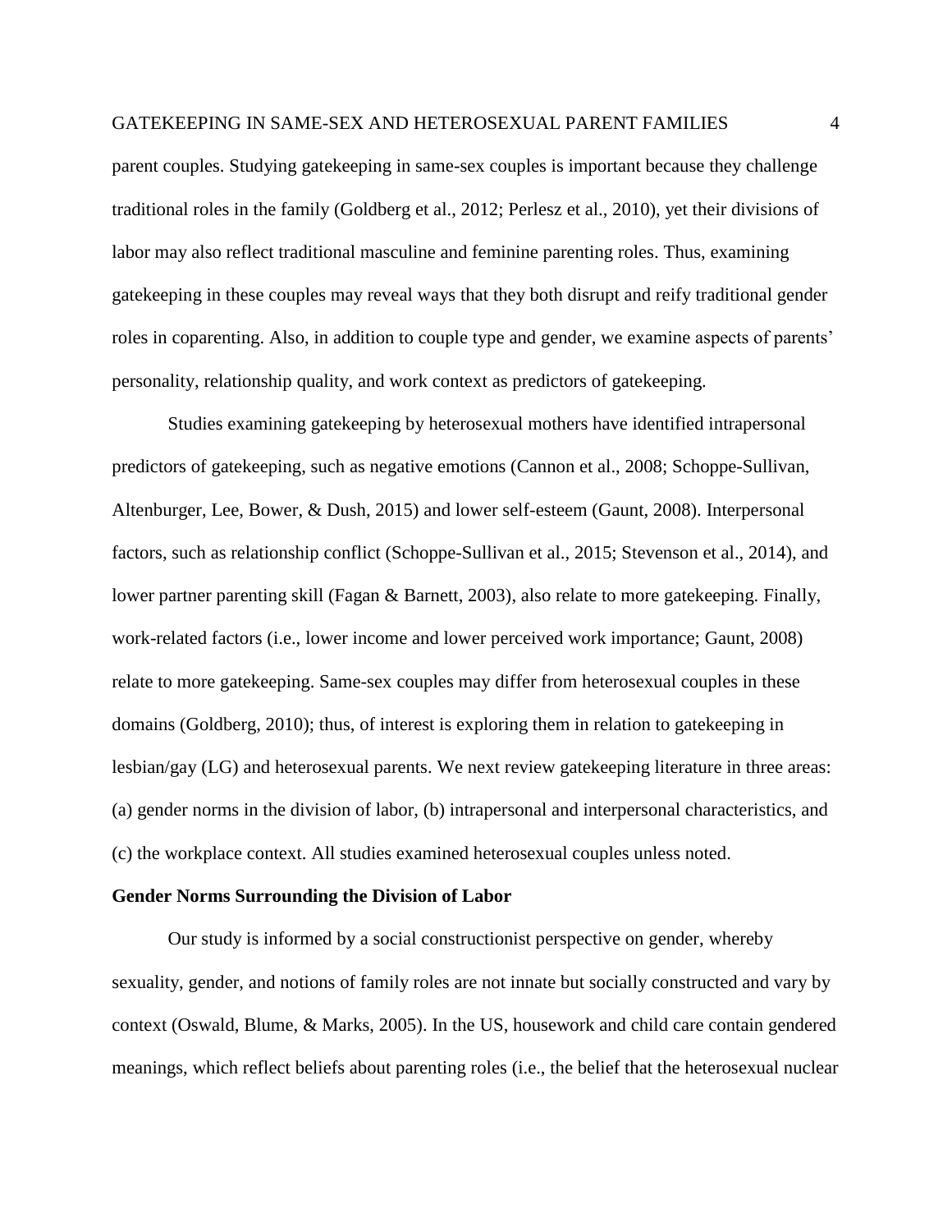parent couples. Studying gatekeeping in same-sex couples is important because they challenge traditional roles in the family (Goldberg et al., 2012; Perlesz et al., 2010), yet their divisions of labor may also reflect traditional masculine and feminine parenting roles. Thus, examining gatekeeping in these couples may reveal ways that they both disrupt and reify traditional gender roles in coparenting. Also, in addition to couple type and gender, we examine aspects of parents' personality, relationship quality, and work context as predictors of gatekeeping.

Studies examining gatekeeping by heterosexual mothers have identified intrapersonal predictors of gatekeeping, such as negative emotions (Cannon et al., 2008; Schoppe-Sullivan, Altenburger, Lee, Bower, & Dush, 2015) and lower self-esteem (Gaunt, 2008). Interpersonal factors, such as relationship conflict (Schoppe-Sullivan et al., 2015; Stevenson et al., 2014), and lower partner parenting skill (Fagan & Barnett, 2003), also relate to more gatekeeping. Finally, work-related factors (i.e., lower income and lower perceived work importance; Gaunt, 2008) relate to more gatekeeping. Same-sex couples may differ from heterosexual couples in these domains (Goldberg, 2010); thus, of interest is exploring them in relation to gatekeeping in lesbian/gay (LG) and heterosexual parents. We next review gatekeeping literature in three areas: (a) gender norms in the division of labor, (b) intrapersonal and interpersonal characteristics, and (c) the workplace context. All studies examined heterosexual couples unless noted.

**Gender Norms Surrounding the Division of Labor**

Our study is informed by a social constructionist perspective on gender, whereby sexuality, gender, and notions of family roles are not innate but socially constructed and vary by context (Oswald, Blume, & Marks, 2005). In the US, housework and child care contain gendered meanings, which reflect beliefs about parenting roles (i.e., the belief that the heterosexual nuclear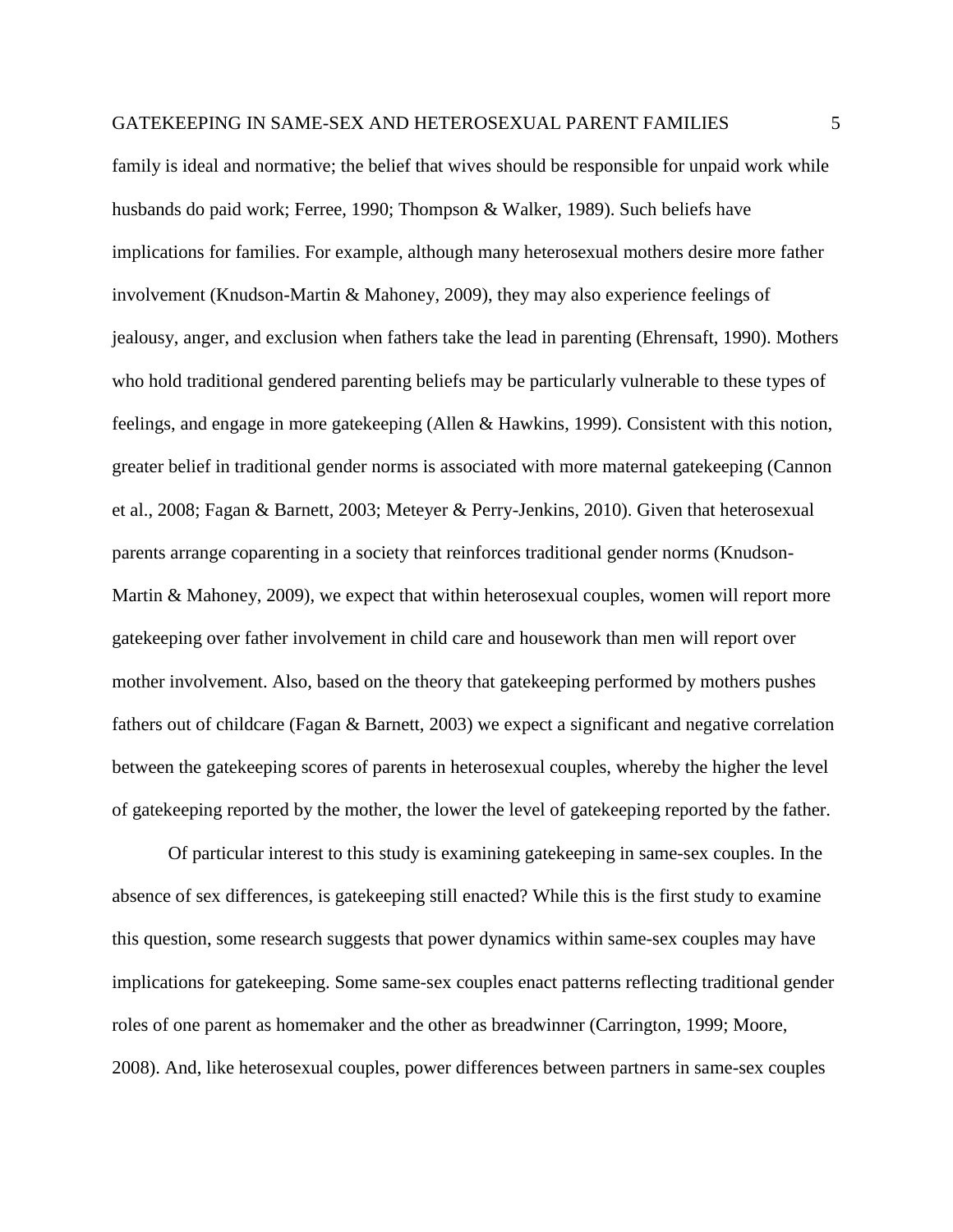family is ideal and normative; the belief that wives should be responsible for unpaid work while husbands do paid work; Ferree, 1990; Thompson & Walker, 1989). Such beliefs have implications for families. For example, although many heterosexual mothers desire more father involvement (Knudson-Martin & Mahoney, 2009), they may also experience feelings of jealousy, anger, and exclusion when fathers take the lead in parenting (Ehrensaft, 1990). Mothers who hold traditional gendered parenting beliefs may be particularly vulnerable to these types of feelings, and engage in more gatekeeping (Allen & Hawkins, 1999). Consistent with this notion, greater belief in traditional gender norms is associated with more maternal gatekeeping (Cannon et al., 2008; Fagan & Barnett, 2003; Meteyer & Perry-Jenkins, 2010). Given that heterosexual parents arrange coparenting in a society that reinforces traditional gender norms (Knudson-Martin & Mahoney, 2009), we expect that within heterosexual couples, women will report more gatekeeping over father involvement in child care and housework than men will report over mother involvement. Also, based on the theory that gatekeeping performed by mothers pushes fathers out of childcare (Fagan & Barnett, 2003) we expect a significant and negative correlation between the gatekeeping scores of parents in heterosexual couples, whereby the higher the level of gatekeeping reported by the mother, the lower the level of gatekeeping reported by the father.

Of particular interest to this study is examining gatekeeping in same-sex couples. In the absence of sex differences, is gatekeeping still enacted? While this is the first study to examine this question, some research suggests that power dynamics within same-sex couples may have implications for gatekeeping. Some same-sex couples enact patterns reflecting traditional gender roles of one parent as homemaker and the other as breadwinner (Carrington, 1999; Moore, 2008). And, like heterosexual couples, power differences between partners in same-sex couples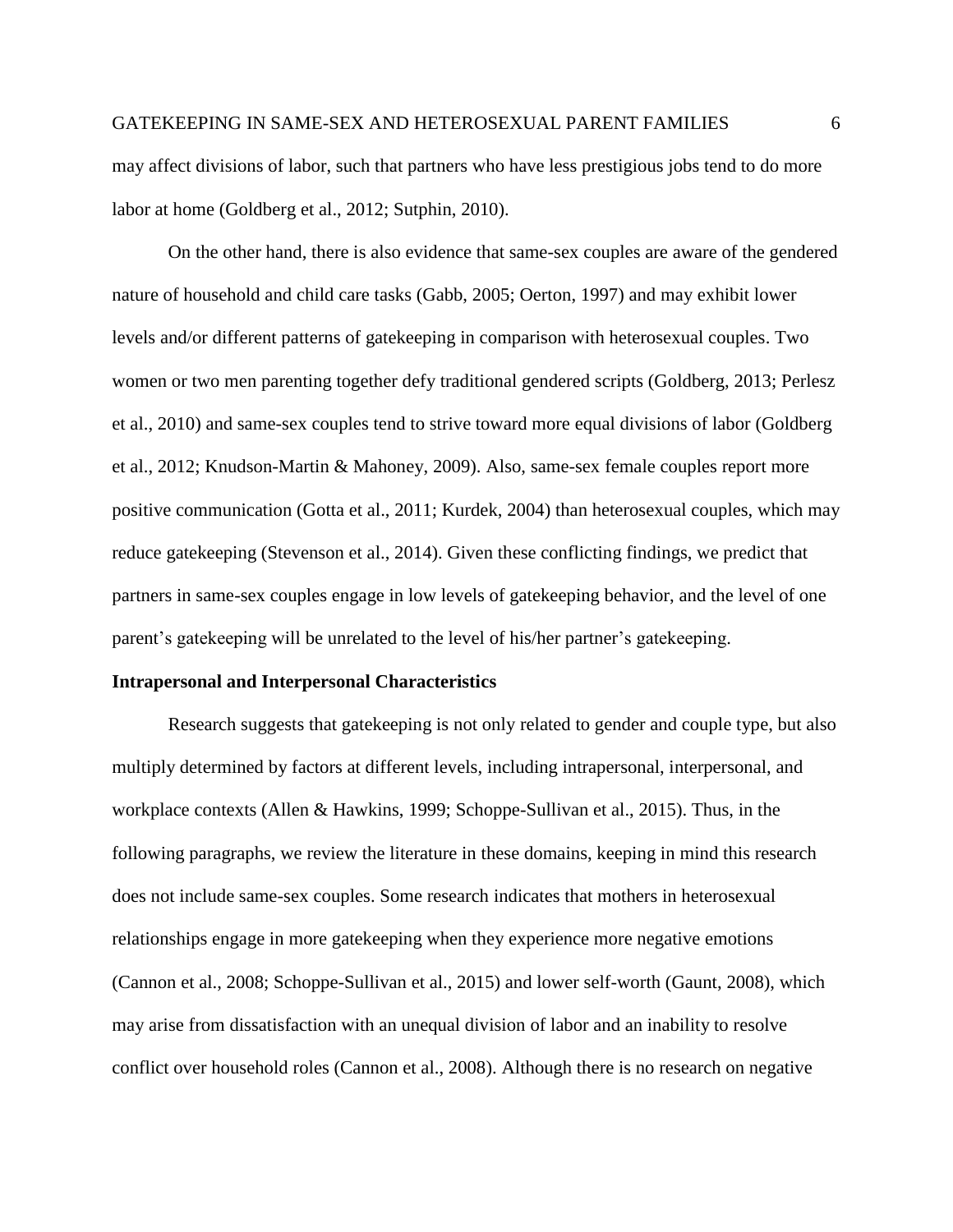may affect divisions of labor, such that partners who have less prestigious jobs tend to do more labor at home (Goldberg et al., 2012; Sutphin, 2010).

On the other hand, there is also evidence that same-sex couples are aware of the gendered nature of household and child care tasks (Gabb, 2005; Oerton, 1997) and may exhibit lower levels and/or different patterns of gatekeeping in comparison with heterosexual couples. Two women or two men parenting together defy traditional gendered scripts (Goldberg, 2013; Perlesz et al., 2010) and same-sex couples tend to strive toward more equal divisions of labor (Goldberg et al., 2012; Knudson-Martin & Mahoney, 2009). Also, same-sex female couples report more positive communication (Gotta et al., 2011; Kurdek, 2004) than heterosexual couples, which may reduce gatekeeping (Stevenson et al., 2014). Given these conflicting findings, we predict that partners in same-sex couples engage in low levels of gatekeeping behavior, and the level of one parent's gatekeeping will be unrelated to the level of his/her partner's gatekeeping.

**Intrapersonal and Interpersonal Characteristics**

Research suggests that gatekeeping is not only related to gender and couple type, but also multiply determined by factors at different levels, including intrapersonal, interpersonal, and workplace contexts (Allen & Hawkins, 1999; Schoppe-Sullivan et al., 2015). Thus, in the following paragraphs, we review the literature in these domains, keeping in mind this research does not include same-sex couples. Some research indicates that mothers in heterosexual relationships engage in more gatekeeping when they experience more negative emotions (Cannon et al., 2008; Schoppe-Sullivan et al., 2015) and lower self-worth (Gaunt, 2008), which may arise from dissatisfaction with an unequal division of labor and an inability to resolve conflict over household roles (Cannon et al., 2008). Although there is no research on negative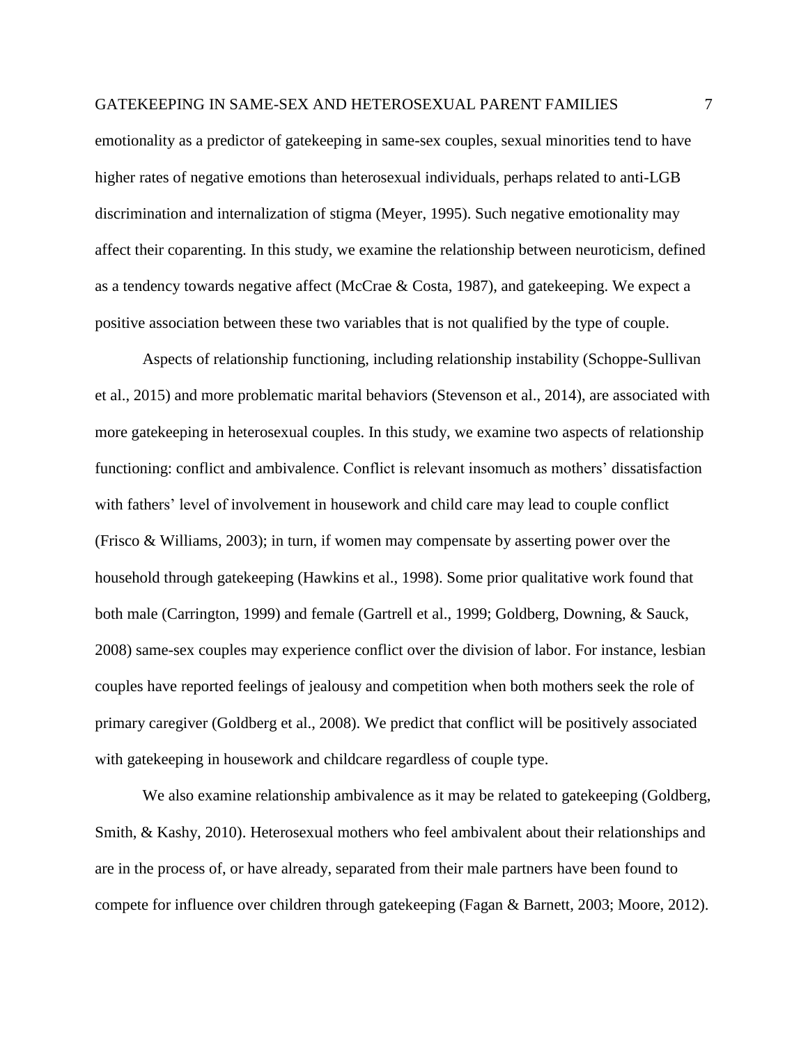emotionality as a predictor of gatekeeping in same-sex couples, sexual minorities tend to have higher rates of negative emotions than heterosexual individuals, perhaps related to anti-LGB discrimination and internalization of stigma (Meyer, 1995). Such negative emotionality may affect their coparenting. In this study, we examine the relationship between neuroticism, defined as a tendency towards negative affect (McCrae & Costa, 1987), and gatekeeping. We expect a positive association between these two variables that is not qualified by the type of couple.

Aspects of relationship functioning, including relationship instability (Schoppe-Sullivan et al., 2015) and more problematic marital behaviors (Stevenson et al., 2014), are associated with more gatekeeping in heterosexual couples. In this study, we examine two aspects of relationship functioning: conflict and ambivalence. Conflict is relevant insomuch as mothers' dissatisfaction with fathers' level of involvement in housework and child care may lead to couple conflict (Frisco & Williams, 2003); in turn, if women may compensate by asserting power over the household through gatekeeping (Hawkins et al., 1998). Some prior qualitative work found that both male (Carrington, 1999) and female (Gartrell et al., 1999; Goldberg, Downing, & Sauck, 2008) same-sex couples may experience conflict over the division of labor. For instance, lesbian couples have reported feelings of jealousy and competition when both mothers seek the role of primary caregiver (Goldberg et al., 2008). We predict that conflict will be positively associated with gatekeeping in housework and childcare regardless of couple type.

We also examine relationship ambivalence as it may be related to gatekeeping (Goldberg, Smith, & Kashy, 2010). Heterosexual mothers who feel ambivalent about their relationships and are in the process of, or have already, separated from their male partners have been found to compete for influence over children through gatekeeping (Fagan & Barnett, 2003; Moore, 2012).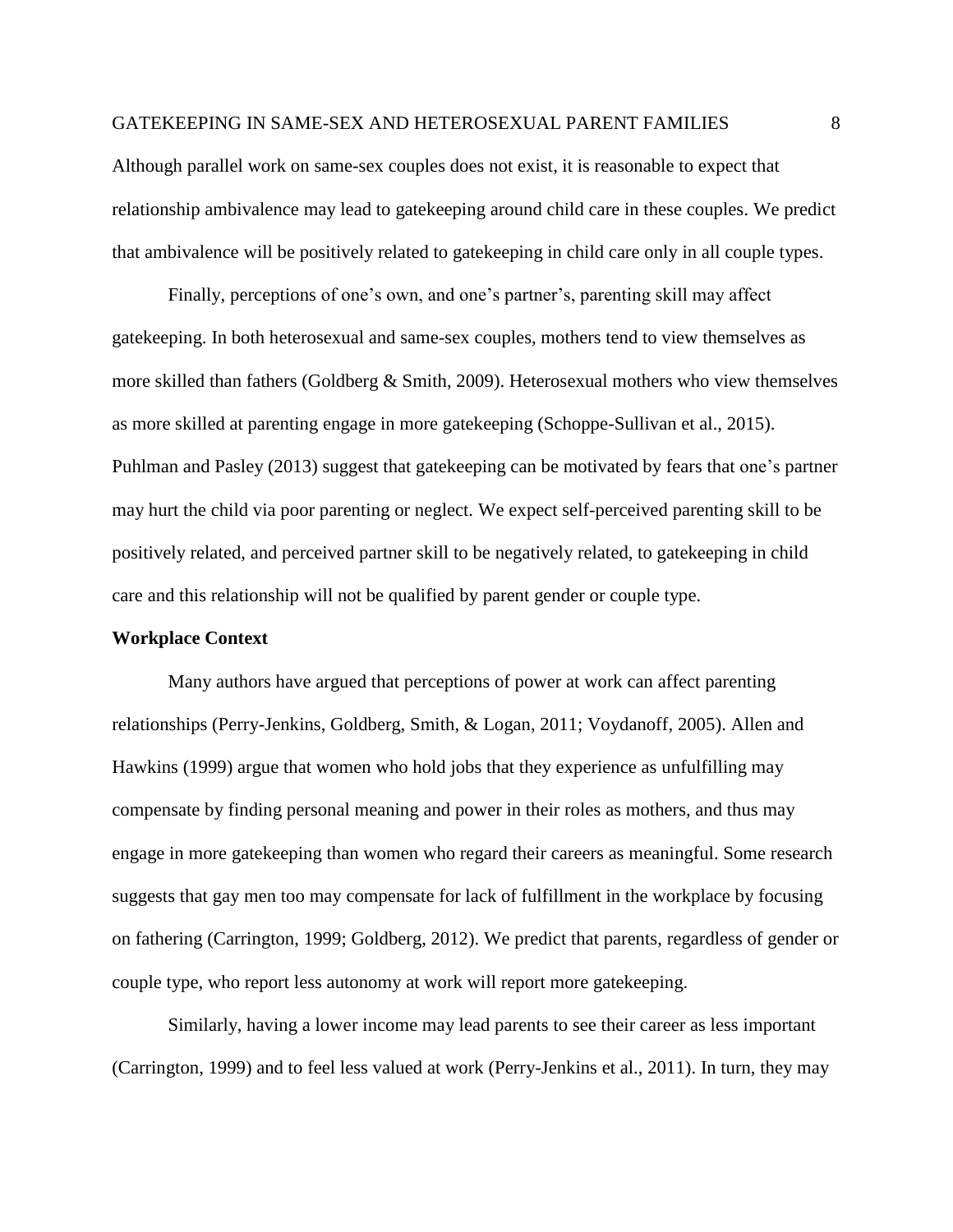Although parallel work on same-sex couples does not exist, it is reasonable to expect that relationship ambivalence may lead to gatekeeping around child care in these couples. We predict that ambivalence will be positively related to gatekeeping in child care only in all couple types.

Finally, perceptions of one's own, and one's partner's, parenting skill may affect gatekeeping. In both heterosexual and same-sex couples, mothers tend to view themselves as more skilled than fathers (Goldberg & Smith, 2009). Heterosexual mothers who view themselves as more skilled at parenting engage in more gatekeeping (Schoppe-Sullivan et al., 2015). Puhlman and Pasley (2013) suggest that gatekeeping can be motivated by fears that one's partner may hurt the child via poor parenting or neglect. We expect self-perceived parenting skill to be positively related, and perceived partner skill to be negatively related, to gatekeeping in child care and this relationship will not be qualified by parent gender or couple type.

**Workplace Context**

Many authors have argued that perceptions of power at work can affect parenting relationships (Perry-Jenkins, Goldberg, Smith, & Logan, 2011; Voydanoff, 2005). Allen and Hawkins (1999) argue that women who hold jobs that they experience as unfulfilling may compensate by finding personal meaning and power in their roles as mothers, and thus may engage in more gatekeeping than women who regard their careers as meaningful. Some research suggests that gay men too may compensate for lack of fulfillment in the workplace by focusing on fathering (Carrington, 1999; Goldberg, 2012). We predict that parents, regardless of gender or couple type, who report less autonomy at work will report more gatekeeping.

Similarly, having a lower income may lead parents to see their career as less important (Carrington, 1999) and to feel less valued at work (Perry-Jenkins et al., 2011). In turn, they may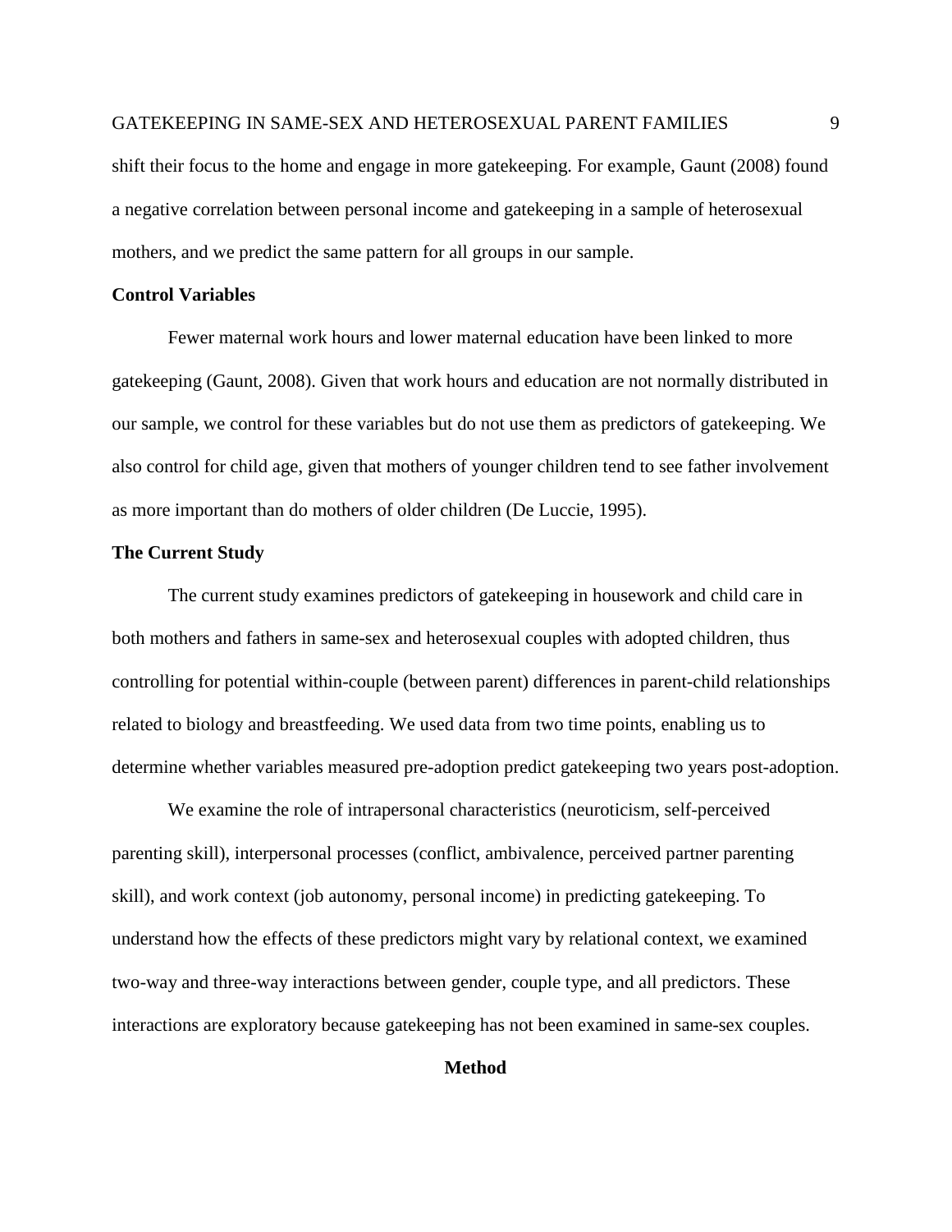shift their focus to the home and engage in more gatekeeping. For example, Gaunt (2008) found a negative correlation between personal income and gatekeeping in a sample of heterosexual mothers, and we predict the same pattern for all groups in our sample.

### Control Variables

Fewer maternal work hours and lower maternal education have been linked to more gatekeeping (Gaunt, 2008). Given that work hours and education are not normally distributed in our sample, we control for these variables but do not use them as predictors of gatekeeping. We also control for child age, given that mothers of younger children tend to see father involvement as more important than do mothers of older children (De Luccie, 1995).

### The Current Study

The current study examines predictors of gatekeeping in housework and child care in both mothers and fathers in same-sex and heterosexual couples with adopted children, thus controlling for potential within-couple (between parent) differences in parent-child relationships related to biology and breastfeeding. We used data from two time points, enabling us to determine whether variables measured pre-adoption predict gatekeeping two years post-adoption.

We examine the role of intrapersonal characteristics (neuroticism, self-perceived parenting skill), interpersonal processes (conflict, ambivalence, perceived partner parenting skill), and work context (job autonomy, personal income) in predicting gatekeeping. To understand how the effects of these predictors might vary by relational context, we examined two-way and three-way interactions between gender, couple type, and all predictors. These interactions are exploratory because gatekeeping has not been examined in same-sex couples.

## Method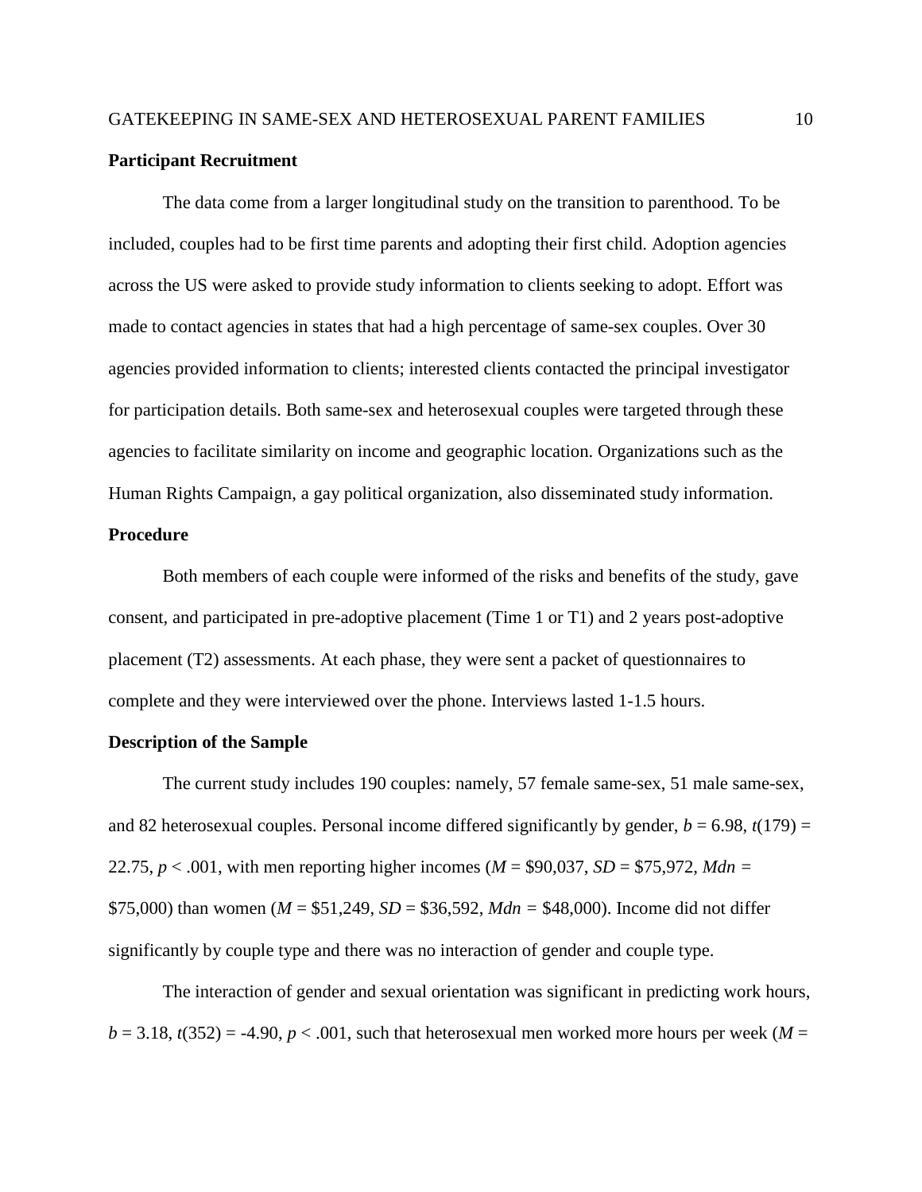**Participant Recruitment**

The data come from a larger longitudinal study on the transition to parenthood. To be included, couples had to be first time parents and adopting their first child. Adoption agencies across the US were asked to provide study information to clients seeking to adopt. Effort was made to contact agencies in states that had a high percentage of same-sex couples. Over 30 agencies provided information to clients; interested clients contacted the principal investigator for participation details. Both same-sex and heterosexual couples were targeted through these agencies to facilitate similarity on income and geographic location. Organizations such as the Human Rights Campaign, a gay political organization, also disseminated study information.

**Procedure**

Both members of each couple were informed of the risks and benefits of the study, gave consent, and participated in pre-adoptive placement (Time 1 or T1) and 2 years post-adoptive placement (T2) assessments. At each phase, they were sent a packet of questionnaires to complete and they were interviewed over the phone. Interviews lasted 1-1.5 hours.

**Description of the Sample**

The current study includes 190 couples: namely, 57 female same-sex, 51 male same-sex, and 82 heterosexual couples. Personal income differed significantly by gender, $b = 6.98$, $t(179) = 22.75$, $p < .001$, with men reporting higher incomes ($M$ = \$90,037, $SD$ = \$75,972, $Mdn$ = \$75,000) than women ($M$ = \$51,249, $SD$ = \$36,592, $Mdn$ = \$48,000). Income did not differ significantly by couple type and there was no interaction of gender and couple type.

The interaction of gender and sexual orientation was significant in predicting work hours, $b = 3.18$, $t(352) = -4.90$, $p < .001$, such that heterosexual men worked more hours per week ($M$ =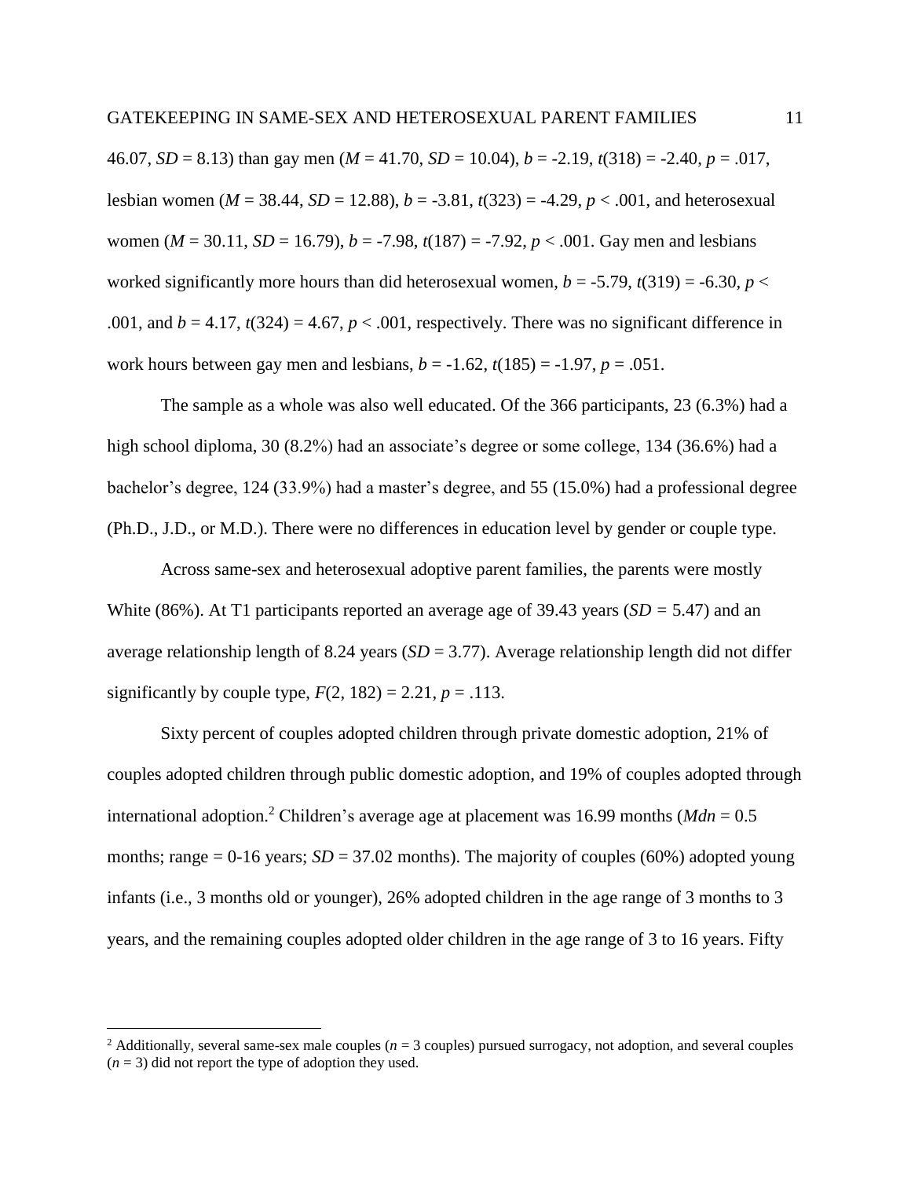46.07, $SD = 8.13$) than gay men ($M = 41.70$, $SD = 10.04$), $b = -2.19$, $t(318) = -2.40$, $p = .017$, lesbian women ($M = 38.44$, $SD = 12.88$), $b = -3.81$, $t(323) = -4.29$, $p < .001$, and heterosexual women ($M = 30.11$, $SD = 16.79$), $b = -7.98$, $t(187) = -7.92$, $p < .001$. Gay men and lesbians worked significantly more hours than did heterosexual women, $b = -5.79$, $t(319) = -6.30$, $p < .001$, and $b = 4.17$, $t(324) = 4.67$, $p < .001$, respectively. There was no significant difference in work hours between gay men and lesbians, $b = -1.62$, $t(185) = -1.97$, $p = .051$.

The sample as a whole was also well educated. Of the 366 participants, 23 (6.3%) had a high school diploma, 30 (8.2%) had an associate's degree or some college, 134 (36.6%) had a bachelor's degree, 124 (33.9%) had a master's degree, and 55 (15.0%) had a professional degree (Ph.D., J.D., or M.D.). There were no differences in education level by gender or couple type.

Across same-sex and heterosexual adoptive parent families, the parents were mostly White (86%). At T1 participants reported an average age of 39.43 years ($SD = 5.47$) and an average relationship length of 8.24 years ($SD = 3.77$). Average relationship length did not differ significantly by couple type, $F(2, 182) = 2.21$, $p = .113$.

Sixty percent of couples adopted children through private domestic adoption, 21% of couples adopted children through public domestic adoption, and 19% of couples adopted through international adoption.[2] Children's average age at placement was 16.99 months ($Mdn = 0.5$ months; range = 0-16 years; $SD = 37.02$ months). The majority of couples (60%) adopted young infants (i.e., 3 months old or younger), 26% adopted children in the age range of 3 months to 3 years, and the remaining couples adopted older children in the age range of 3 to 16 years. Fifty

[2] Additionally, several same-sex male couples ($n = 3$ couples) pursued surrogacy, not adoption, and several couples ($n = 3$) did not report the type of adoption they used.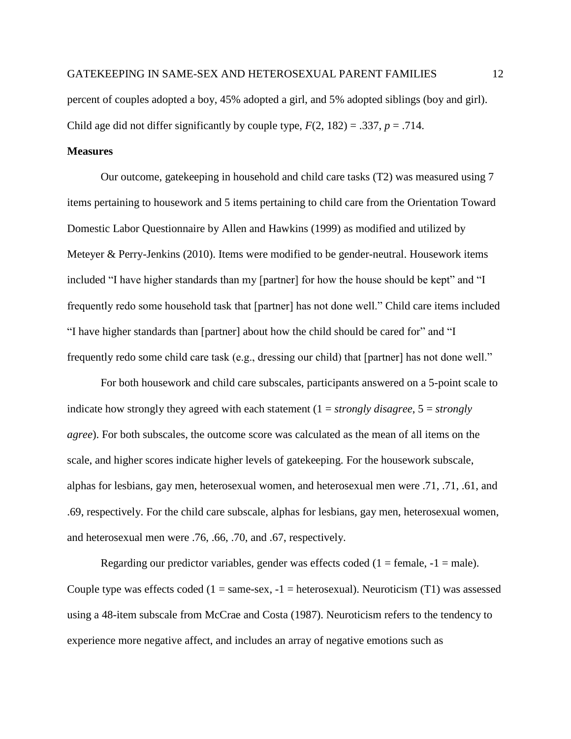percent of couples adopted a boy, 45% adopted a girl, and 5% adopted siblings (boy and girl). Child age did not differ significantly by couple type, $F(2, 182) = .337$, $p = .714$.

**Measures**

Our outcome, gatekeeping in household and child care tasks (T2) was measured using 7 items pertaining to housework and 5 items pertaining to child care from the Orientation Toward Domestic Labor Questionnaire by Allen and Hawkins (1999) as modified and utilized by Meteyer & Perry-Jenkins (2010). Items were modified to be gender-neutral. Housework items included "I have higher standards than my [partner] for how the house should be kept" and "I frequently redo some household task that [partner] has not done well." Child care items included "I have higher standards than [partner] about how the child should be cared for" and "I frequently redo some child care task (e.g., dressing our child) that [partner] has not done well."

For both housework and child care subscales, participants answered on a 5-point scale to indicate how strongly they agreed with each statement (1 = *strongly disagree*, 5 = *strongly agree*). For both subscales, the outcome score was calculated as the mean of all items on the scale, and higher scores indicate higher levels of gatekeeping. For the housework subscale, alphas for lesbians, gay men, heterosexual women, and heterosexual men were .71, .71, .61, and .69, respectively. For the child care subscale, alphas for lesbians, gay men, heterosexual women, and heterosexual men were .76, .66, .70, and .67, respectively.

Regarding our predictor variables, gender was effects coded (1 = female, -1 = male). Couple type was effects coded (1 = same-sex, -1 = heterosexual). Neuroticism (T1) was assessed using a 48-item subscale from McCrae and Costa (1987). Neuroticism refers to the tendency to experience more negative affect, and includes an array of negative emotions such as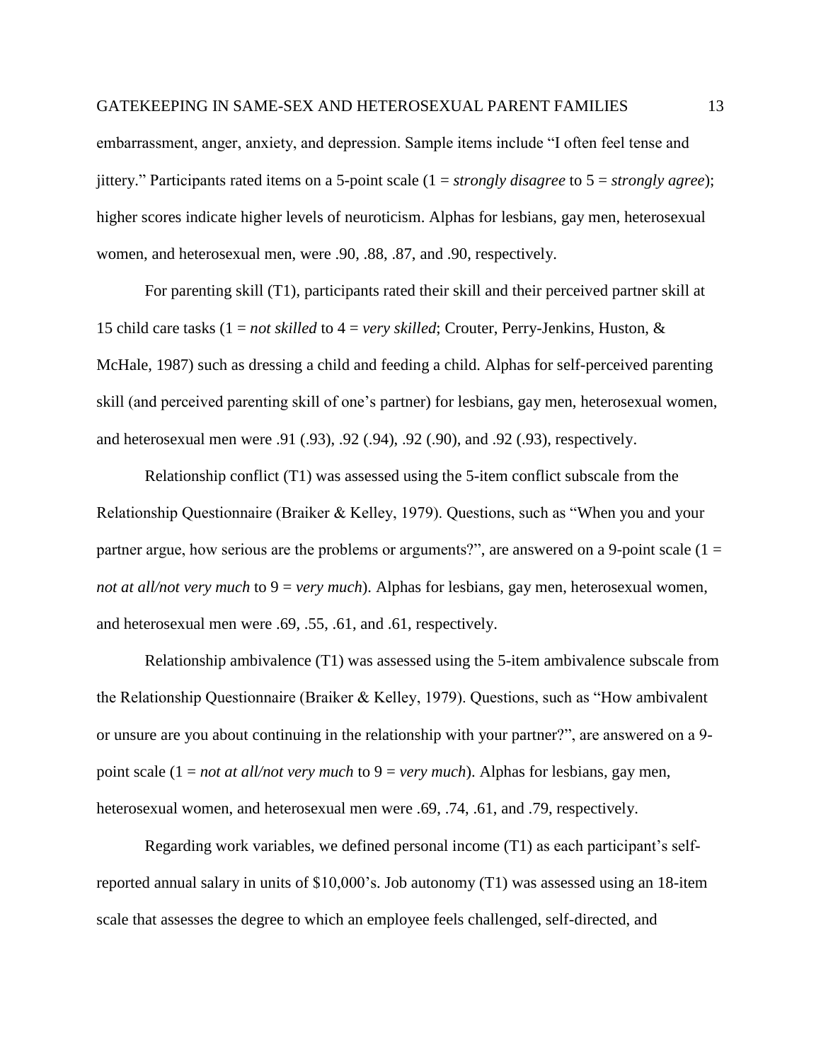embarrassment, anger, anxiety, and depression. Sample items include "I often feel tense and jittery." Participants rated items on a 5-point scale (1 = *strongly disagree* to 5 = *strongly agree*); higher scores indicate higher levels of neuroticism. Alphas for lesbians, gay men, heterosexual women, and heterosexual men, were .90, .88, .87, and .90, respectively.

For parenting skill (T1), participants rated their skill and their perceived partner skill at 15 child care tasks (1 = *not skilled* to 4 = *very skilled*; Crouter, Perry-Jenkins, Huston, & McHale, 1987) such as dressing a child and feeding a child. Alphas for self-perceived parenting skill (and perceived parenting skill of one's partner) for lesbians, gay men, heterosexual women, and heterosexual men were .91 (.93), .92 (.94), .92 (.90), and .92 (.93), respectively.

Relationship conflict (T1) was assessed using the 5-item conflict subscale from the Relationship Questionnaire (Braiker & Kelley, 1979). Questions, such as "When you and your partner argue, how serious are the problems or arguments?", are answered on a 9-point scale (1 = *not at all/not very much* to 9 = *very much*). Alphas for lesbians, gay men, heterosexual women, and heterosexual men were .69, .55, .61, and .61, respectively.

Relationship ambivalence (T1) was assessed using the 5-item ambivalence subscale from the Relationship Questionnaire (Braiker & Kelley, 1979). Questions, such as "How ambivalent or unsure are you about continuing in the relationship with your partner?", are answered on a 9-point scale (1 = *not at all/not very much* to 9 = *very much*). Alphas for lesbians, gay men, heterosexual women, and heterosexual men were .69, .74, .61, and .79, respectively.

Regarding work variables, we defined personal income (T1) as each participant's self-reported annual salary in units of $10,000's. Job autonomy (T1) was assessed using an 18-item scale that assesses the degree to which an employee feels challenged, self-directed, and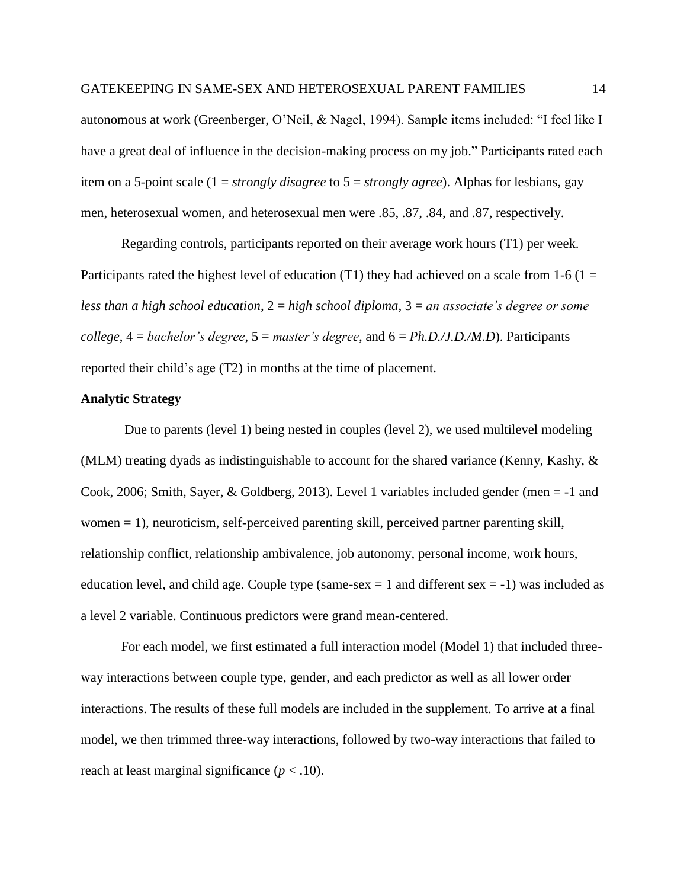autonomous at work (Greenberger, O'Neil, & Nagel, 1994). Sample items included: "I feel like I have a great deal of influence in the decision-making process on my job." Participants rated each item on a 5-point scale (1 = *strongly disagree* to 5 = *strongly agree*). Alphas for lesbians, gay men, heterosexual women, and heterosexual men were .85, .87, .84, and .87, respectively.

Regarding controls, participants reported on their average work hours (T1) per week. Participants rated the highest level of education (T1) they had achieved on a scale from 1-6 (1 = *less than a high school education*, 2 = *high school diploma*, 3 = *an associate's degree or some college*, 4 = *bachelor's degree*, 5 = *master's degree*, and 6 = *Ph.D./J.D./M.D*). Participants reported their child's age (T2) in months at the time of placement.

**Analytic Strategy**

Due to parents (level 1) being nested in couples (level 2), we used multilevel modeling (MLM) treating dyads as indistinguishable to account for the shared variance (Kenny, Kashy, & Cook, 2006; Smith, Sayer, & Goldberg, 2013). Level 1 variables included gender (men = -1 and women = 1), neuroticism, self-perceived parenting skill, perceived partner parenting skill, relationship conflict, relationship ambivalence, job autonomy, personal income, work hours, education level, and child age. Couple type (same-sex = 1 and different sex = -1) was included as a level 2 variable. Continuous predictors were grand mean-centered.

For each model, we first estimated a full interaction model (Model 1) that included three-way interactions between couple type, gender, and each predictor as well as all lower order interactions. The results of these full models are included in the supplement. To arrive at a final model, we then trimmed three-way interactions, followed by two-way interactions that failed to reach at least marginal significance ($p < .10$).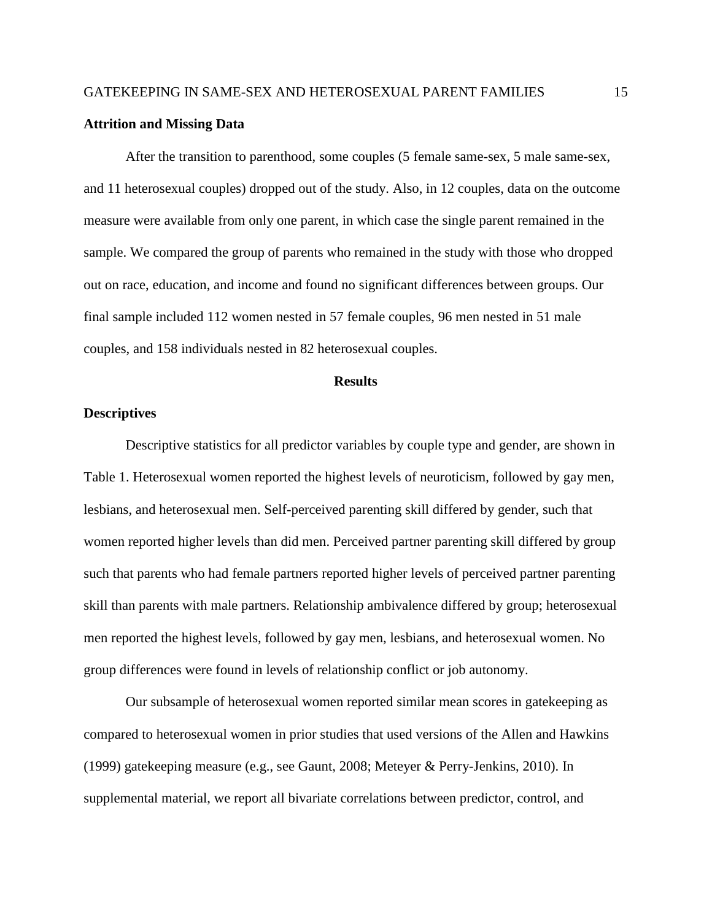### Attrition and Missing Data

After the transition to parenthood, some couples (5 female same-sex, 5 male same-sex, and 11 heterosexual couples) dropped out of the study. Also, in 12 couples, data on the outcome measure were available from only one parent, in which case the single parent remained in the sample. We compared the group of parents who remained in the study with those who dropped out on race, education, and income and found no significant differences between groups. Our final sample included 112 women nested in 57 female couples, 96 men nested in 51 male couples, and 158 individuals nested in 82 heterosexual couples.

## Results

### Descriptives

Descriptive statistics for all predictor variables by couple type and gender, are shown in Table 1. Heterosexual women reported the highest levels of neuroticism, followed by gay men, lesbians, and heterosexual men. Self-perceived parenting skill differed by gender, such that women reported higher levels than did men. Perceived partner parenting skill differed by group such that parents who had female partners reported higher levels of perceived partner parenting skill than parents with male partners. Relationship ambivalence differed by group; heterosexual men reported the highest levels, followed by gay men, lesbians, and heterosexual women. No group differences were found in levels of relationship conflict or job autonomy.

Our subsample of heterosexual women reported similar mean scores in gatekeeping as compared to heterosexual women in prior studies that used versions of the Allen and Hawkins (1999) gatekeeping measure (e.g., see Gaunt, 2008; Meteyer & Perry-Jenkins, 2010). In supplemental material, we report all bivariate correlations between predictor, control, and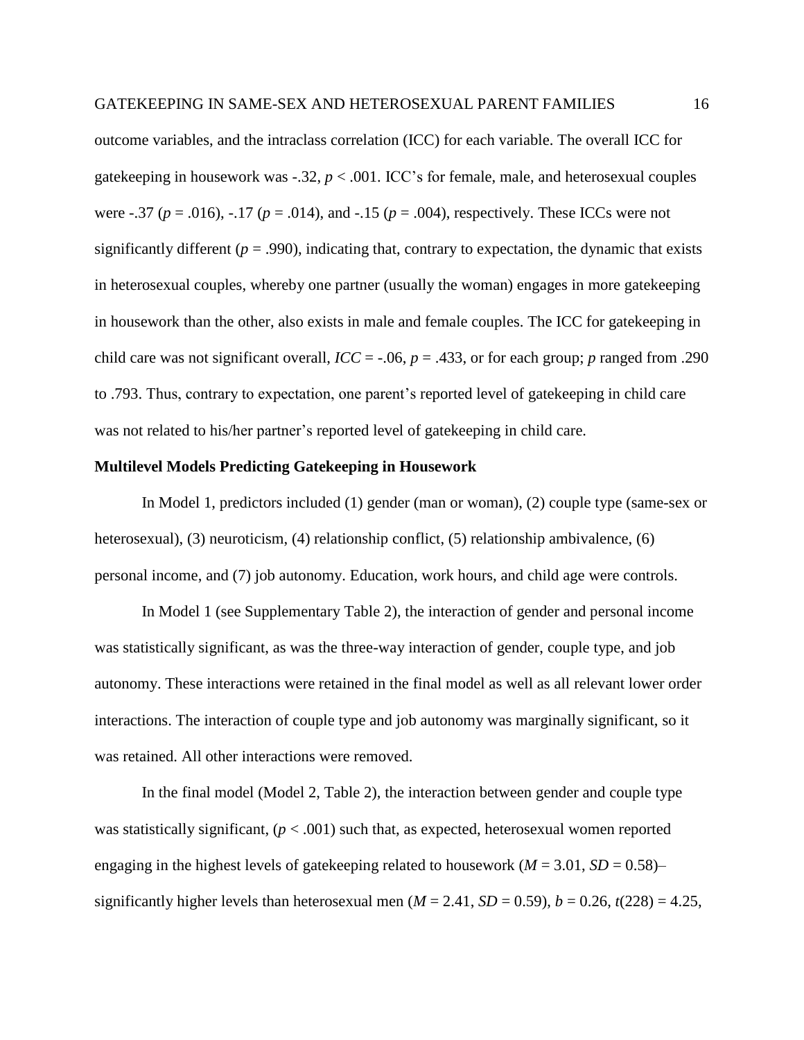outcome variables, and the intraclass correlation (ICC) for each variable. The overall ICC for gatekeeping in housework was -.32, $p < .001$. ICC's for female, male, and heterosexual couples were -.37 ($p = .016$), -.17 ($p = .014$), and -.15 ($p = .004$), respectively. These ICCs were not significantly different ($p = .990$), indicating that, contrary to expectation, the dynamic that exists in heterosexual couples, whereby one partner (usually the woman) engages in more gatekeeping in housework than the other, also exists in male and female couples. The ICC for gatekeeping in child care was not significant overall, $ICC = -.06$, $p = .433$, or for each group; $p$ ranged from .290 to .793. Thus, contrary to expectation, one parent's reported level of gatekeeping in child care was not related to his/her partner's reported level of gatekeeping in child care.

**Multilevel Models Predicting Gatekeeping in Housework**

In Model 1, predictors included (1) gender (man or woman), (2) couple type (same-sex or heterosexual), (3) neuroticism, (4) relationship conflict, (5) relationship ambivalence, (6) personal income, and (7) job autonomy. Education, work hours, and child age were controls.

In Model 1 (see Supplementary Table 2), the interaction of gender and personal income was statistically significant, as was the three-way interaction of gender, couple type, and job autonomy. These interactions were retained in the final model as well as all relevant lower order interactions. The interaction of couple type and job autonomy was marginally significant, so it was retained. All other interactions were removed.

In the final model (Model 2, Table 2), the interaction between gender and couple type was statistically significant, ($p < .001$) such that, as expected, heterosexual women reported engaging in the highest levels of gatekeeping related to housework ($M = 3.01$, $SD = 0.58$)– significantly higher levels than heterosexual men ($M = 2.41$, $SD = 0.59$), $b = 0.26$, $t(228) = 4.25$,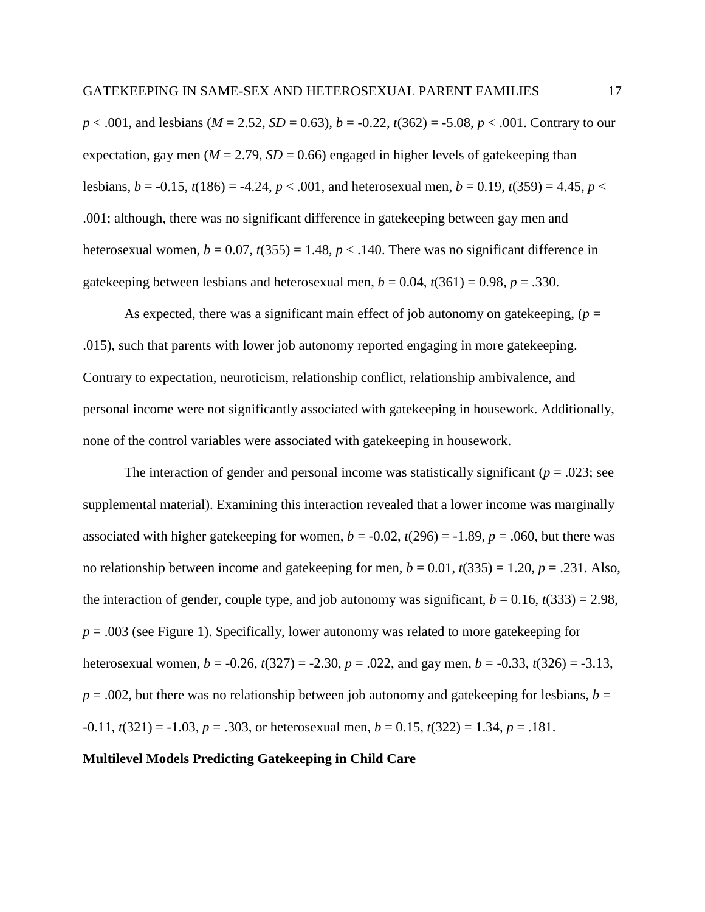$p < .001$, and lesbians ($M = 2.52$, $SD = 0.63$), $b = -0.22$, $t(362) = -5.08$, $p < .001$. Contrary to our expectation, gay men ($M = 2.79$, $SD = 0.66$) engaged in higher levels of gatekeeping than lesbians, $b = -0.15$, $t(186) = -4.24$, $p < .001$, and heterosexual men, $b = 0.19$, $t(359) = 4.45$, $p < .001$; although, there was no significant difference in gatekeeping between gay men and heterosexual women, $b = 0.07$, $t(355) = 1.48$, $p < .140$. There was no significant difference in gatekeeping between lesbians and heterosexual men, $b = 0.04$, $t(361) = 0.98$, $p = .330$.

As expected, there was a significant main effect of job autonomy on gatekeeping, ($p = .015$), such that parents with lower job autonomy reported engaging in more gatekeeping. Contrary to expectation, neuroticism, relationship conflict, relationship ambivalence, and personal income were not significantly associated with gatekeeping in housework. Additionally, none of the control variables were associated with gatekeeping in housework.

The interaction of gender and personal income was statistically significant ($p = .023$; see supplemental material). Examining this interaction revealed that a lower income was marginally associated with higher gatekeeping for women, $b = -0.02$, $t(296) = -1.89$, $p = .060$, but there was no relationship between income and gatekeeping for men, $b = 0.01$, $t(335) = 1.20$, $p = .231$. Also, the interaction of gender, couple type, and job autonomy was significant, $b = 0.16$, $t(333) = 2.98$, $p = .003$ (see Figure 1). Specifically, lower autonomy was related to more gatekeeping for heterosexual women, $b = -0.26$, $t(327) = -2.30$, $p = .022$, and gay men, $b = -0.33$, $t(326) = -3.13$, $p = .002$, but there was no relationship between job autonomy and gatekeeping for lesbians, $b = -0.11$, $t(321) = -1.03$, $p = .303$, or heterosexual men, $b = 0.15$, $t(322) = 1.34$, $p = .181$.

**Multilevel Models Predicting Gatekeeping in Child Care**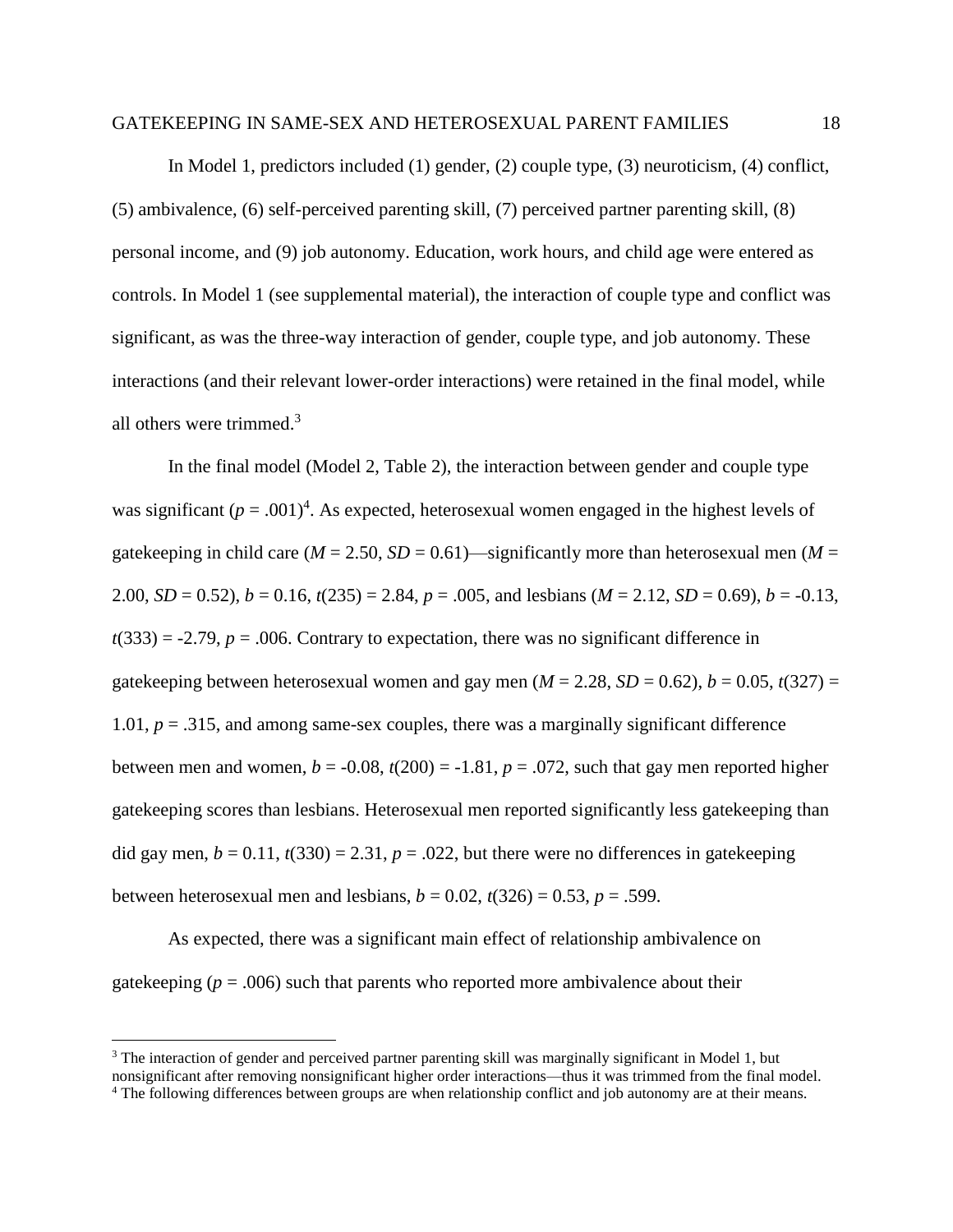In Model 1, predictors included (1) gender, (2) couple type, (3) neuroticism, (4) conflict, (5) ambivalence, (6) self-perceived parenting skill, (7) perceived partner parenting skill, (8) personal income, and (9) job autonomy. Education, work hours, and child age were entered as controls. In Model 1 (see supplemental material), the interaction of couple type and conflict was significant, as was the three-way interaction of gender, couple type, and job autonomy. These interactions (and their relevant lower-order interactions) were retained in the final model, while all others were trimmed.[3]

In the final model (Model 2, Table 2), the interaction between gender and couple type was significant ($p = .001$)[4]. As expected, heterosexual women engaged in the highest levels of gatekeeping in child care ($M = 2.50$, $SD = 0.61$)—significantly more than heterosexual men ($M = 2.00$, $SD = 0.52$), $b = 0.16$, $t(235) = 2.84$, $p = .005$, and lesbians ($M = 2.12$, $SD = 0.69$), $b = -0.13$, $t(333) = -2.79$, $p = .006$. Contrary to expectation, there was no significant difference in gatekeeping between heterosexual women and gay men ($M = 2.28$, $SD = 0.62$), $b = 0.05$, $t(327) = 1.01$, $p = .315$, and among same-sex couples, there was a marginally significant difference between men and women, $b = -0.08$, $t(200) = -1.81$, $p = .072$, such that gay men reported higher gatekeeping scores than lesbians. Heterosexual men reported significantly less gatekeeping than did gay men, $b = 0.11$, $t(330) = 2.31$, $p = .022$, but there were no differences in gatekeeping between heterosexual men and lesbians, $b = 0.02$, $t(326) = 0.53$, $p = .599$.

As expected, there was a significant main effect of relationship ambivalence on gatekeeping ($p = .006$) such that parents who reported more ambivalence about their

---

[3] The interaction of gender and perceived partner parenting skill was marginally significant in Model 1, but nonsignificant after removing nonsignificant higher order interactions—thus it was trimmed from the final model.

[4] The following differences between groups are when relationship conflict and job autonomy are at their means.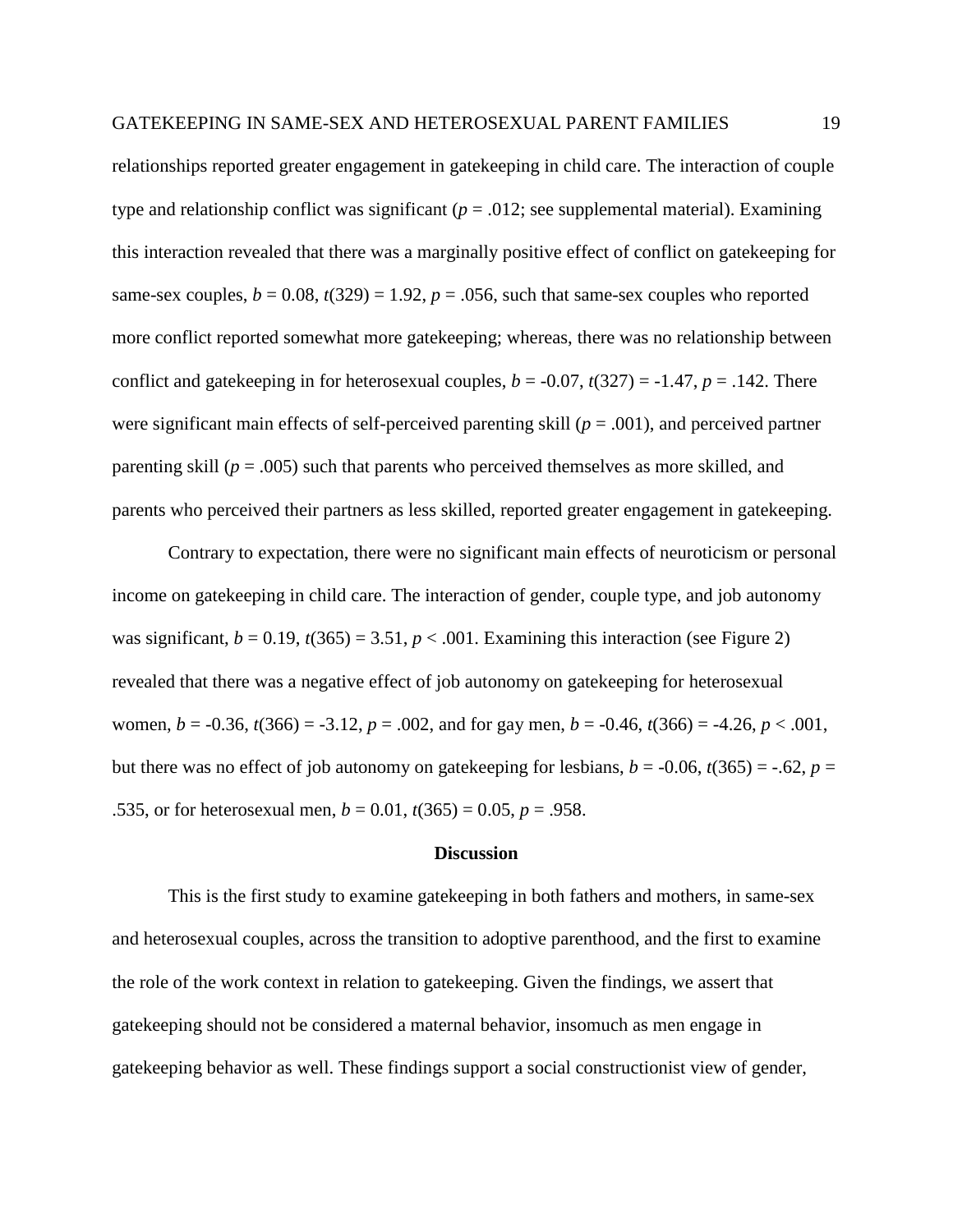relationships reported greater engagement in gatekeeping in child care. The interaction of couple type and relationship conflict was significant ($p = .012$; see supplemental material). Examining this interaction revealed that there was a marginally positive effect of conflict on gatekeeping for same-sex couples, $b = 0.08$, $t(329) = 1.92$, $p = .056$, such that same-sex couples who reported more conflict reported somewhat more gatekeeping; whereas, there was no relationship between conflict and gatekeeping in for heterosexual couples, $b = -0.07$, $t(327) = -1.47$, $p = .142$. There were significant main effects of self-perceived parenting skill ($p = .001$), and perceived partner parenting skill ($p = .005$) such that parents who perceived themselves as more skilled, and parents who perceived their partners as less skilled, reported greater engagement in gatekeeping.

Contrary to expectation, there were no significant main effects of neuroticism or personal income on gatekeeping in child care. The interaction of gender, couple type, and job autonomy was significant, $b = 0.19$, $t(365) = 3.51$, $p < .001$. Examining this interaction (see Figure 2) revealed that there was a negative effect of job autonomy on gatekeeping for heterosexual women, $b = -0.36$, $t(366) = -3.12$, $p = .002$, and for gay men, $b = -0.46$, $t(366) = -4.26$, $p < .001$, but there was no effect of job autonomy on gatekeeping for lesbians, $b = -0.06$, $t(365) = -.62$, $p = .535$, or for heterosexual men, $b = 0.01$, $t(365) = 0.05$, $p = .958$.

## Discussion

This is the first study to examine gatekeeping in both fathers and mothers, in same-sex and heterosexual couples, across the transition to adoptive parenthood, and the first to examine the role of the work context in relation to gatekeeping. Given the findings, we assert that gatekeeping should not be considered a maternal behavior, insomuch as men engage in gatekeeping behavior as well. These findings support a social constructionist view of gender,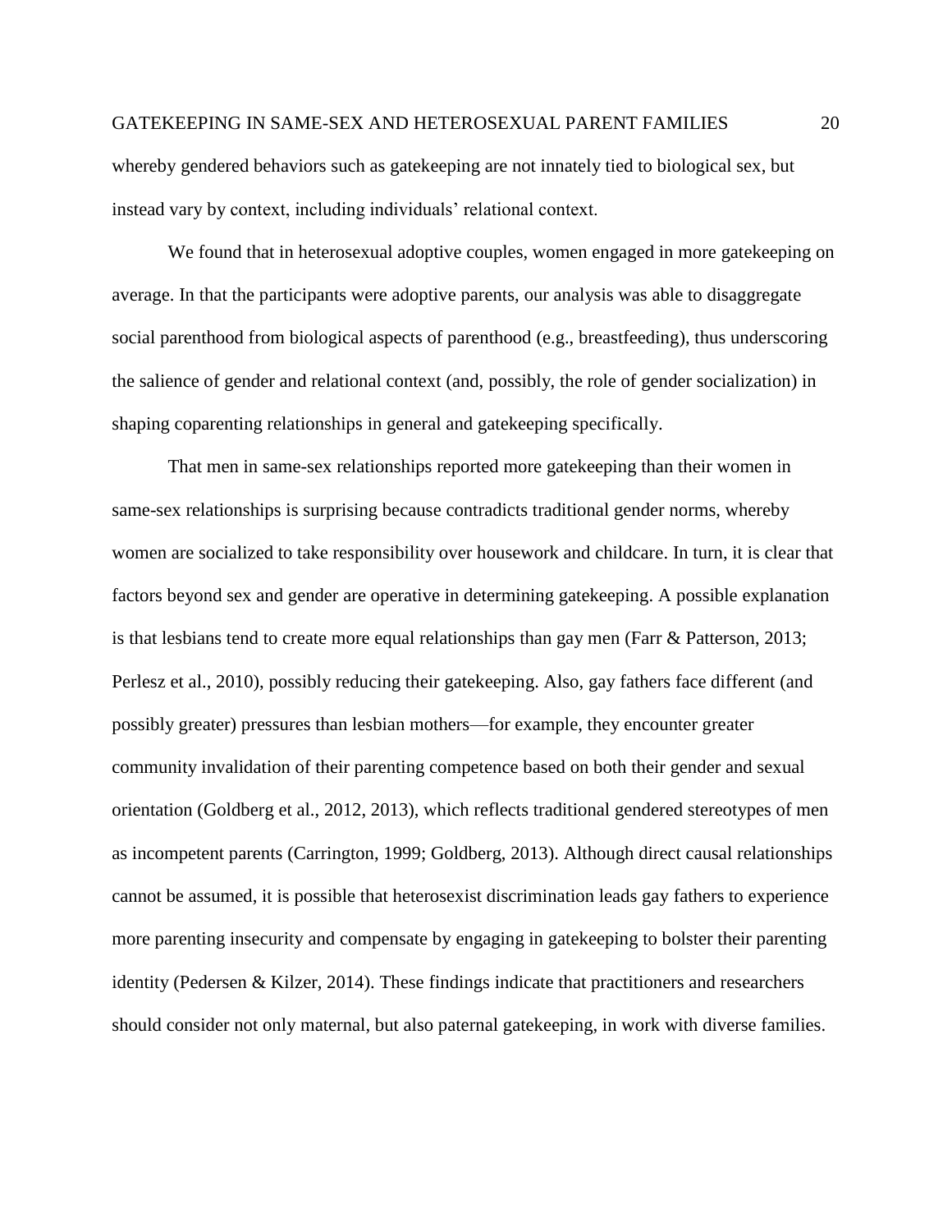whereby gendered behaviors such as gatekeeping are not innately tied to biological sex, but instead vary by context, including individuals' relational context.

We found that in heterosexual adoptive couples, women engaged in more gatekeeping on average. In that the participants were adoptive parents, our analysis was able to disaggregate social parenthood from biological aspects of parenthood (e.g., breastfeeding), thus underscoring the salience of gender and relational context (and, possibly, the role of gender socialization) in shaping coparenting relationships in general and gatekeeping specifically.

That men in same-sex relationships reported more gatekeeping than their women in same-sex relationships is surprising because contradicts traditional gender norms, whereby women are socialized to take responsibility over housework and childcare. In turn, it is clear that factors beyond sex and gender are operative in determining gatekeeping. A possible explanation is that lesbians tend to create more equal relationships than gay men (Farr & Patterson, 2013; Perlesz et al., 2010), possibly reducing their gatekeeping. Also, gay fathers face different (and possibly greater) pressures than lesbian mothers—for example, they encounter greater community invalidation of their parenting competence based on both their gender and sexual orientation (Goldberg et al., 2012, 2013), which reflects traditional gendered stereotypes of men as incompetent parents (Carrington, 1999; Goldberg, 2013). Although direct causal relationships cannot be assumed, it is possible that heterosexist discrimination leads gay fathers to experience more parenting insecurity and compensate by engaging in gatekeeping to bolster their parenting identity (Pedersen & Kilzer, 2014). These findings indicate that practitioners and researchers should consider not only maternal, but also paternal gatekeeping, in work with diverse families.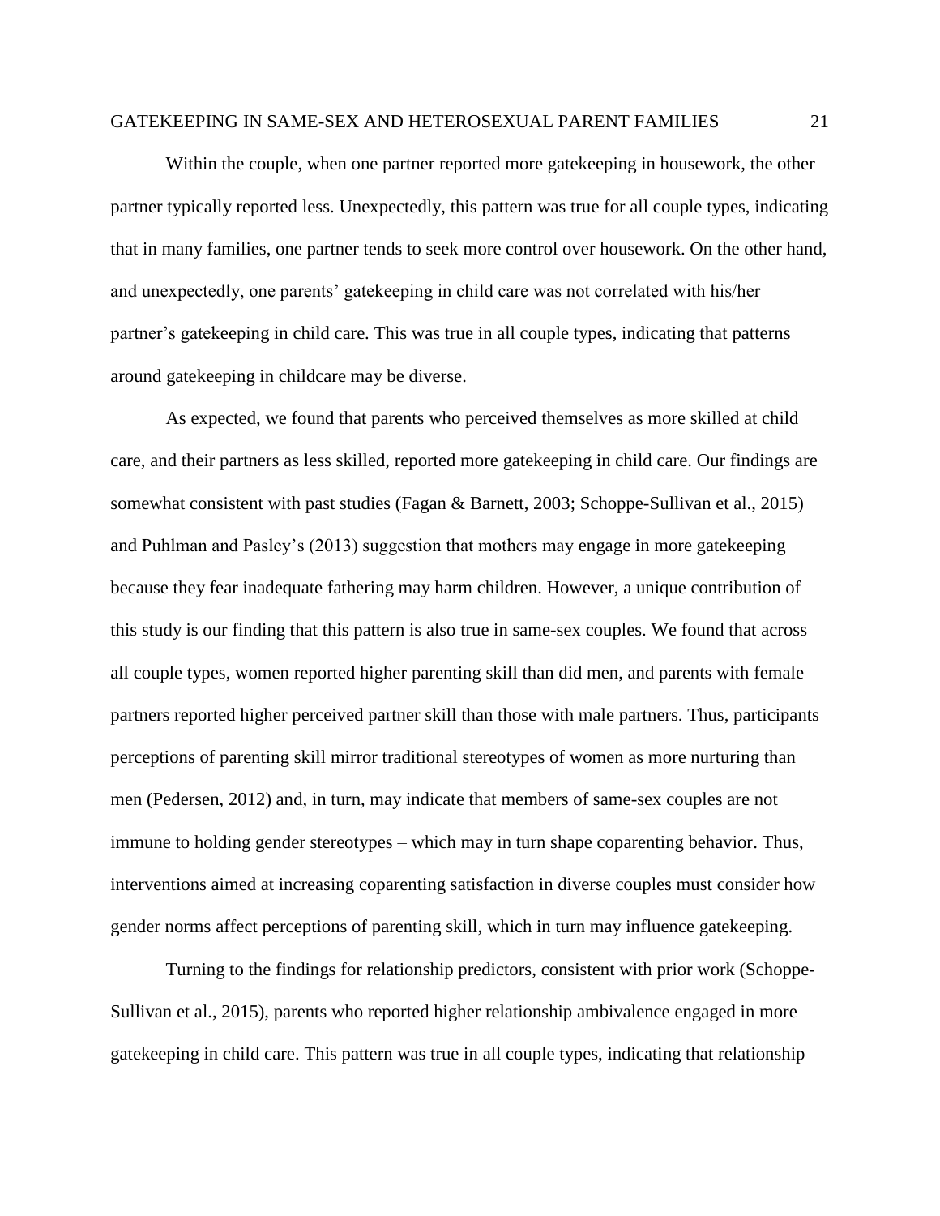Within the couple, when one partner reported more gatekeeping in housework, the other partner typically reported less. Unexpectedly, this pattern was true for all couple types, indicating that in many families, one partner tends to seek more control over housework. On the other hand, and unexpectedly, one parents' gatekeeping in child care was not correlated with his/her partner's gatekeeping in child care. This was true in all couple types, indicating that patterns around gatekeeping in childcare may be diverse.

As expected, we found that parents who perceived themselves as more skilled at child care, and their partners as less skilled, reported more gatekeeping in child care. Our findings are somewhat consistent with past studies (Fagan & Barnett, 2003; Schoppe-Sullivan et al., 2015) and Puhlman and Pasley's (2013) suggestion that mothers may engage in more gatekeeping because they fear inadequate fathering may harm children. However, a unique contribution of this study is our finding that this pattern is also true in same-sex couples. We found that across all couple types, women reported higher parenting skill than did men, and parents with female partners reported higher perceived partner skill than those with male partners. Thus, participants perceptions of parenting skill mirror traditional stereotypes of women as more nurturing than men (Pedersen, 2012) and, in turn, may indicate that members of same-sex couples are not immune to holding gender stereotypes – which may in turn shape coparenting behavior. Thus, interventions aimed at increasing coparenting satisfaction in diverse couples must consider how gender norms affect perceptions of parenting skill, which in turn may influence gatekeeping.

Turning to the findings for relationship predictors, consistent with prior work (Schoppe-Sullivan et al., 2015), parents who reported higher relationship ambivalence engaged in more gatekeeping in child care. This pattern was true in all couple types, indicating that relationship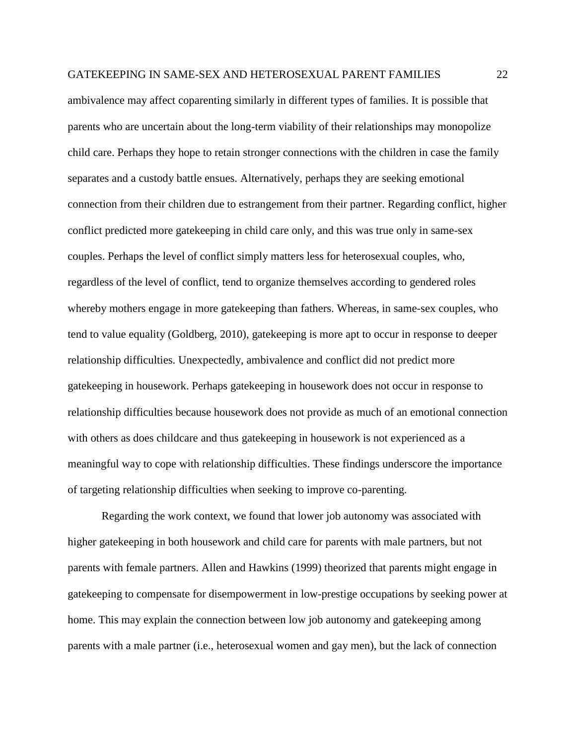ambivalence may affect coparenting similarly in different types of families. It is possible that parents who are uncertain about the long-term viability of their relationships may monopolize child care. Perhaps they hope to retain stronger connections with the children in case the family separates and a custody battle ensues. Alternatively, perhaps they are seeking emotional connection from their children due to estrangement from their partner. Regarding conflict, higher conflict predicted more gatekeeping in child care only, and this was true only in same-sex couples. Perhaps the level of conflict simply matters less for heterosexual couples, who, regardless of the level of conflict, tend to organize themselves according to gendered roles whereby mothers engage in more gatekeeping than fathers. Whereas, in same-sex couples, who tend to value equality (Goldberg, 2010), gatekeeping is more apt to occur in response to deeper relationship difficulties. Unexpectedly, ambivalence and conflict did not predict more gatekeeping in housework. Perhaps gatekeeping in housework does not occur in response to relationship difficulties because housework does not provide as much of an emotional connection with others as does childcare and thus gatekeeping in housework is not experienced as a meaningful way to cope with relationship difficulties. These findings underscore the importance of targeting relationship difficulties when seeking to improve co-parenting.

Regarding the work context, we found that lower job autonomy was associated with higher gatekeeping in both housework and child care for parents with male partners, but not parents with female partners. Allen and Hawkins (1999) theorized that parents might engage in gatekeeping to compensate for disempowerment in low-prestige occupations by seeking power at home. This may explain the connection between low job autonomy and gatekeeping among parents with a male partner (i.e., heterosexual women and gay men), but the lack of connection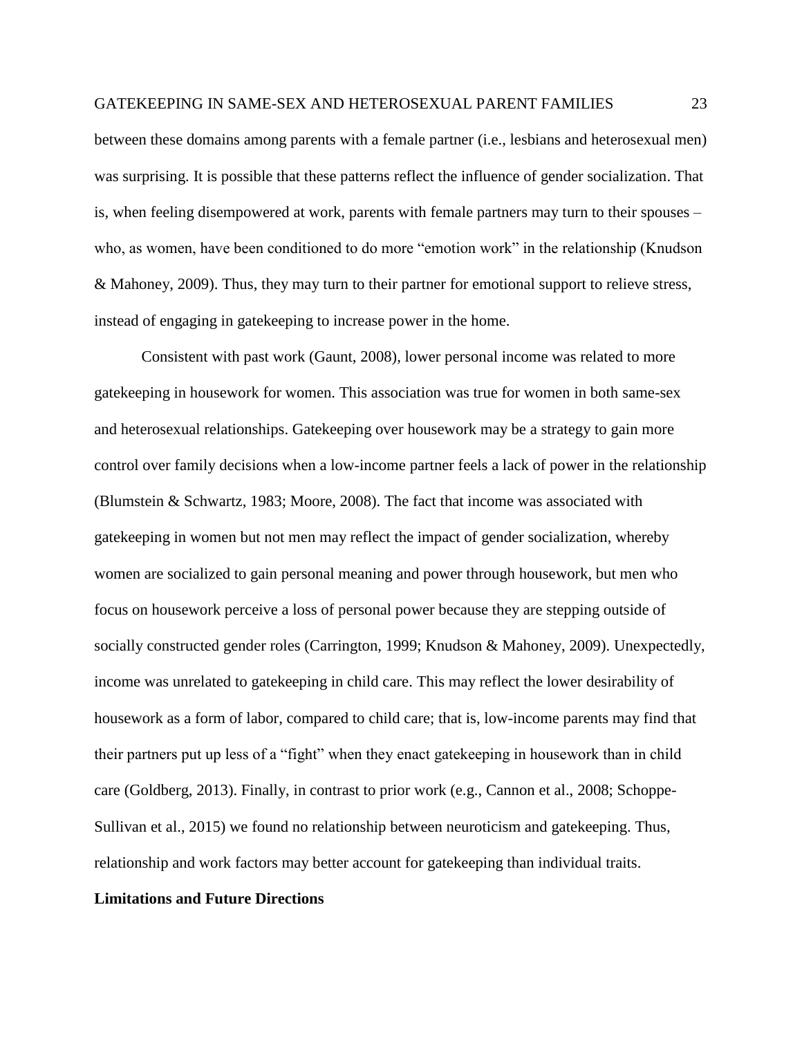between these domains among parents with a female partner (i.e., lesbians and heterosexual men) was surprising. It is possible that these patterns reflect the influence of gender socialization. That is, when feeling disempowered at work, parents with female partners may turn to their spouses – who, as women, have been conditioned to do more "emotion work" in the relationship (Knudson & Mahoney, 2009). Thus, they may turn to their partner for emotional support to relieve stress, instead of engaging in gatekeeping to increase power in the home.

Consistent with past work (Gaunt, 2008), lower personal income was related to more gatekeeping in housework for women. This association was true for women in both same-sex and heterosexual relationships. Gatekeeping over housework may be a strategy to gain more control over family decisions when a low-income partner feels a lack of power in the relationship (Blumstein & Schwartz, 1983; Moore, 2008). The fact that income was associated with gatekeeping in women but not men may reflect the impact of gender socialization, whereby women are socialized to gain personal meaning and power through housework, but men who focus on housework perceive a loss of personal power because they are stepping outside of socially constructed gender roles (Carrington, 1999; Knudson & Mahoney, 2009). Unexpectedly, income was unrelated to gatekeeping in child care. This may reflect the lower desirability of housework as a form of labor, compared to child care; that is, low-income parents may find that their partners put up less of a "fight" when they enact gatekeeping in housework than in child care (Goldberg, 2013). Finally, in contrast to prior work (e.g., Cannon et al., 2008; Schoppe-Sullivan et al., 2015) we found no relationship between neuroticism and gatekeeping. Thus, relationship and work factors may better account for gatekeeping than individual traits.

## Limitations and Future Directions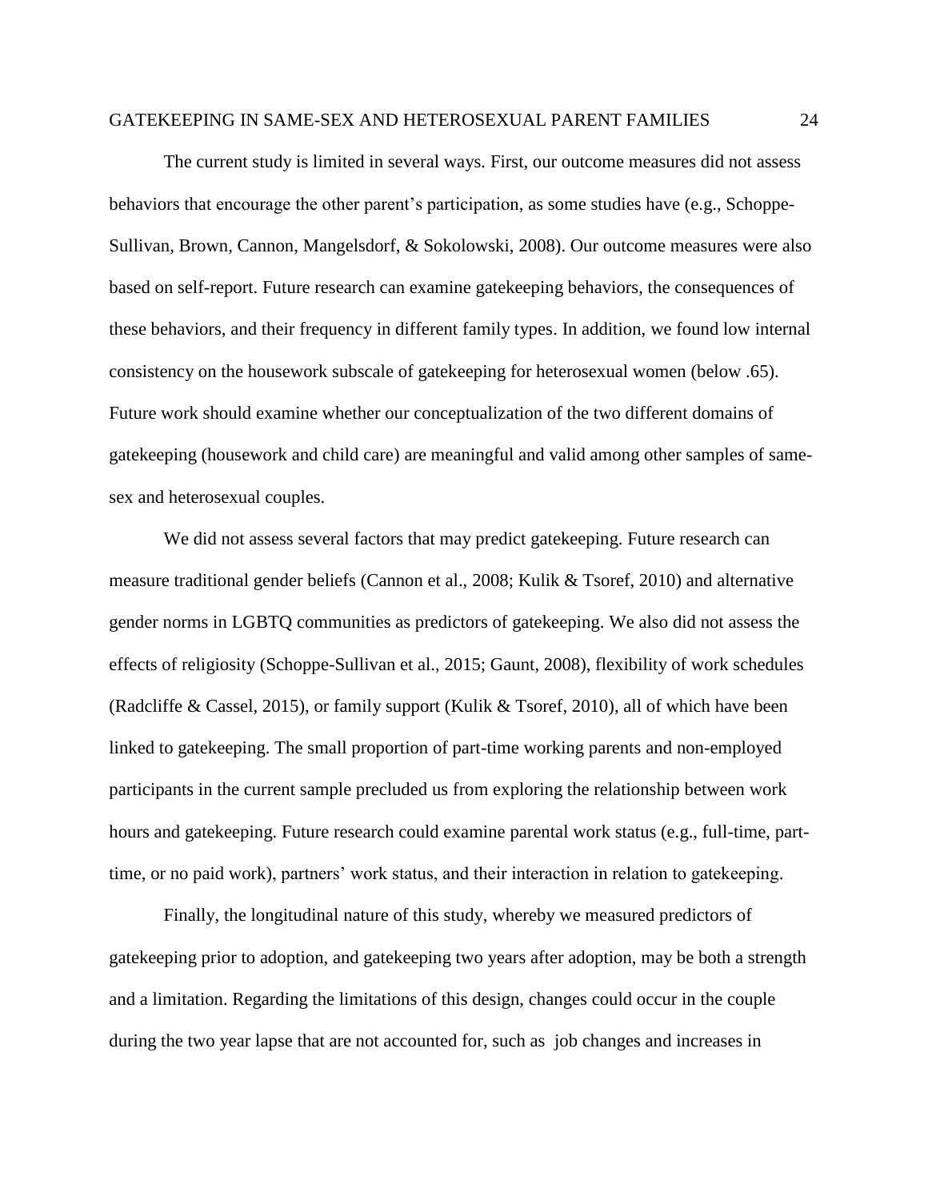The current study is limited in several ways. First, our outcome measures did not assess behaviors that encourage the other parent's participation, as some studies have (e.g., Schoppe-Sullivan, Brown, Cannon, Mangelsdorf, & Sokolowski, 2008). Our outcome measures were also based on self-report. Future research can examine gatekeeping behaviors, the consequences of these behaviors, and their frequency in different family types. In addition, we found low internal consistency on the housework subscale of gatekeeping for heterosexual women (below .65). Future work should examine whether our conceptualization of the two different domains of gatekeeping (housework and child care) are meaningful and valid among other samples of same-sex and heterosexual couples.

We did not assess several factors that may predict gatekeeping. Future research can measure traditional gender beliefs (Cannon et al., 2008; Kulik & Tsoref, 2010) and alternative gender norms in LGBTQ communities as predictors of gatekeeping. We also did not assess the effects of religiosity (Schoppe-Sullivan et al., 2015; Gaunt, 2008), flexibility of work schedules (Radcliffe & Cassel, 2015), or family support (Kulik & Tsoref, 2010), all of which have been linked to gatekeeping. The small proportion of part-time working parents and non-employed participants in the current sample precluded us from exploring the relationship between work hours and gatekeeping. Future research could examine parental work status (e.g., full-time, part-time, or no paid work), partners' work status, and their interaction in relation to gatekeeping.

Finally, the longitudinal nature of this study, whereby we measured predictors of gatekeeping prior to adoption, and gatekeeping two years after adoption, may be both a strength and a limitation. Regarding the limitations of this design, changes could occur in the couple during the two year lapse that are not accounted for, such as job changes and increases in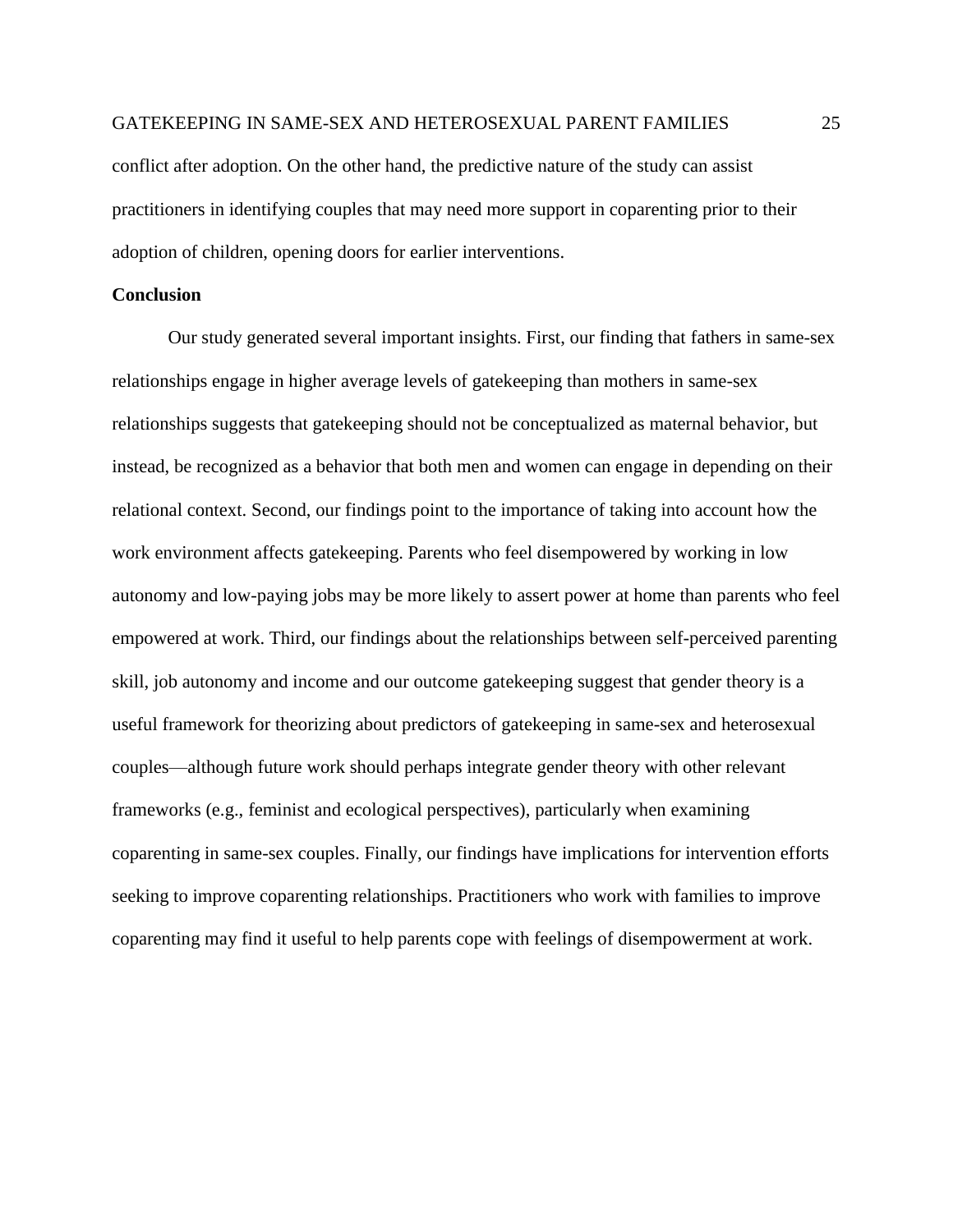conflict after adoption. On the other hand, the predictive nature of the study can assist practitioners in identifying couples that may need more support in coparenting prior to their adoption of children, opening doors for earlier interventions.

## Conclusion

Our study generated several important insights. First, our finding that fathers in same-sex relationships engage in higher average levels of gatekeeping than mothers in same-sex relationships suggests that gatekeeping should not be conceptualized as maternal behavior, but instead, be recognized as a behavior that both men and women can engage in depending on their relational context. Second, our findings point to the importance of taking into account how the work environment affects gatekeeping. Parents who feel disempowered by working in low autonomy and low-paying jobs may be more likely to assert power at home than parents who feel empowered at work. Third, our findings about the relationships between self-perceived parenting skill, job autonomy and income and our outcome gatekeeping suggest that gender theory is a useful framework for theorizing about predictors of gatekeeping in same-sex and heterosexual couples—although future work should perhaps integrate gender theory with other relevant frameworks (e.g., feminist and ecological perspectives), particularly when examining coparenting in same-sex couples. Finally, our findings have implications for intervention efforts seeking to improve coparenting relationships. Practitioners who work with families to improve coparenting may find it useful to help parents cope with feelings of disempowerment at work.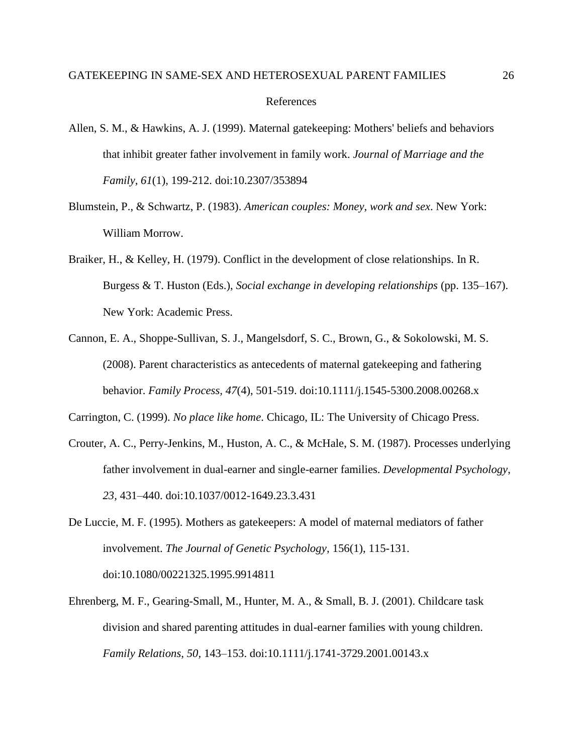# References

Allen, S. M., & Hawkins, A. J. (1999). Maternal gatekeeping: Mothers' beliefs and behaviors that inhibit greater father involvement in family work. *Journal of Marriage and the Family, 61*(1), 199-212. doi:10.2307/353894

Blumstein, P., & Schwartz, P. (1983). *American couples: Money, work and sex*. New York: William Morrow.

Braiker, H., & Kelley, H. (1979). Conflict in the development of close relationships. In R. Burgess & T. Huston (Eds.), *Social exchange in developing relationships* (pp. 135–167). New York: Academic Press.

Cannon, E. A., Shoppe-Sullivan, S. J., Mangelsdorf, S. C., Brown, G., & Sokolowski, M. S. (2008). Parent characteristics as antecedents of maternal gatekeeping and fathering behavior. *Family Process, 47*(4), 501-519. doi:10.1111/j.1545-5300.2008.00268.x

Carrington, C. (1999). *No place like home*. Chicago, IL: The University of Chicago Press.

Crouter, A. C., Perry-Jenkins, M., Huston, A. C., & McHale, S. M. (1987). Processes underlying father involvement in dual-earner and single-earner families. *Developmental Psychology*, *23*, 431–440. doi:10.1037/0012-1649.23.3.431

De Luccie, M. F. (1995). Mothers as gatekeepers: A model of maternal mediators of father involvement. *The Journal of Genetic Psychology*, 156(1), 115-131. doi:10.1080/00221325.1995.9914811

Ehrenberg, M. F., Gearing-Small, M., Hunter, M. A., & Small, B. J. (2001). Childcare task division and shared parenting attitudes in dual-earner families with young children. *Family Relations, 50*, 143–153. doi:10.1111/j.1741-3729.2001.00143.x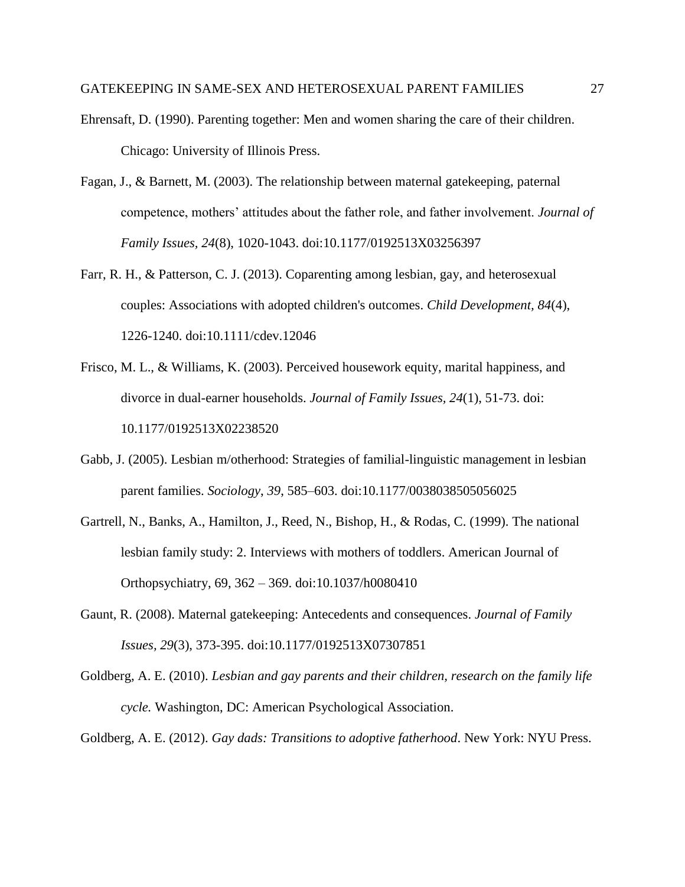Ehrensaft, D. (1990). Parenting together: Men and women sharing the care of their children. Chicago: University of Illinois Press.

Fagan, J., & Barnett, M. (2003). The relationship between maternal gatekeeping, paternal competence, mothers' attitudes about the father role, and father involvement. *Journal of Family Issues, 24*(8), 1020-1043. doi:10.1177/0192513X03256397

Farr, R. H., & Patterson, C. J. (2013). Coparenting among lesbian, gay, and heterosexual couples: Associations with adopted children's outcomes. *Child Development, 84*(4), 1226-1240. doi:10.1111/cdev.12046

Frisco, M. L., & Williams, K. (2003). Perceived housework equity, marital happiness, and divorce in dual-earner households. *Journal of Family Issues, 24*(1), 51-73. doi: 10.1177/0192513X02238520

Gabb, J. (2005). Lesbian m/otherhood: Strategies of familial-linguistic management in lesbian parent families. *Sociology, 39*, 585–603. doi:10.1177/0038038505056025

Gartrell, N., Banks, A., Hamilton, J., Reed, N., Bishop, H., & Rodas, C. (1999). The national lesbian family study: 2. Interviews with mothers of toddlers. American Journal of Orthopsychiatry, 69, 362 – 369. doi:10.1037/h0080410

Gaunt, R. (2008). Maternal gatekeeping: Antecedents and consequences. *Journal of Family Issues, 29*(3), 373-395. doi:10.1177/0192513X07307851

Goldberg, A. E. (2010). *Lesbian and gay parents and their children, research on the family life cycle.* Washington, DC: American Psychological Association.

Goldberg, A. E. (2012). *Gay dads: Transitions to adoptive fatherhood*. New York: NYU Press.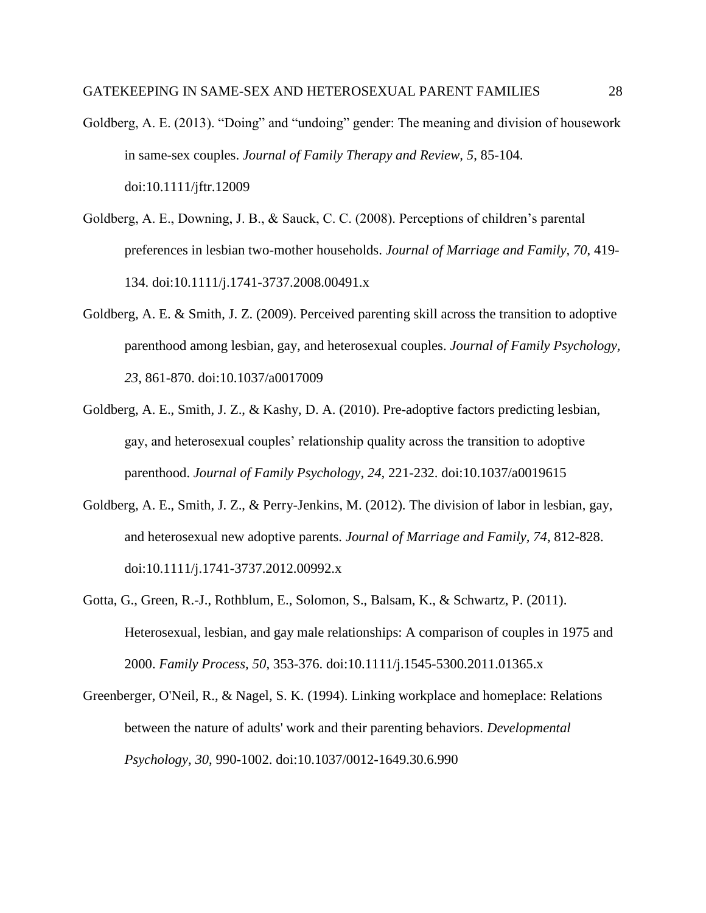Goldberg, A. E. (2013). “Doing” and “undoing” gender: The meaning and division of housework in same-sex couples. *Journal of Family Therapy and Review, 5*, 85-104. doi:10.1111/jftr.12009

Goldberg, A. E., Downing, J. B., & Sauck, C. C. (2008). Perceptions of children’s parental preferences in lesbian two-mother households. *Journal of Marriage and Family, 70*, 419-134. doi:10.1111/j.1741-3737.2008.00491.x

Goldberg, A. E. & Smith, J. Z. (2009). Perceived parenting skill across the transition to adoptive parenthood among lesbian, gay, and heterosexual couples. *Journal of Family Psychology, 23*, 861-870. doi:10.1037/a0017009

Goldberg, A. E., Smith, J. Z., & Kashy, D. A. (2010). Pre-adoptive factors predicting lesbian, gay, and heterosexual couples’ relationship quality across the transition to adoptive parenthood. *Journal of Family Psychology, 24,* 221-232. doi:10.1037/a0019615

Goldberg, A. E., Smith, J. Z., & Perry-Jenkins, M. (2012). The division of labor in lesbian, gay, and heterosexual new adoptive parents. *Journal of Marriage and Family, 74*, 812-828. doi:10.1111/j.1741-3737.2012.00992.x

Gotta, G., Green, R.-J., Rothblum, E., Solomon, S., Balsam, K., & Schwartz, P. (2011). Heterosexual, lesbian, and gay male relationships: A comparison of couples in 1975 and 2000. *Family Process, 50*, 353-376. doi:10.1111/j.1545-5300.2011.01365.x

Greenberger, O'Neil, R., & Nagel, S. K. (1994). Linking workplace and homeplace: Relations between the nature of adults' work and their parenting behaviors. *Developmental Psychology, 30*, 990-1002. doi:10.1037/0012-1649.30.6.990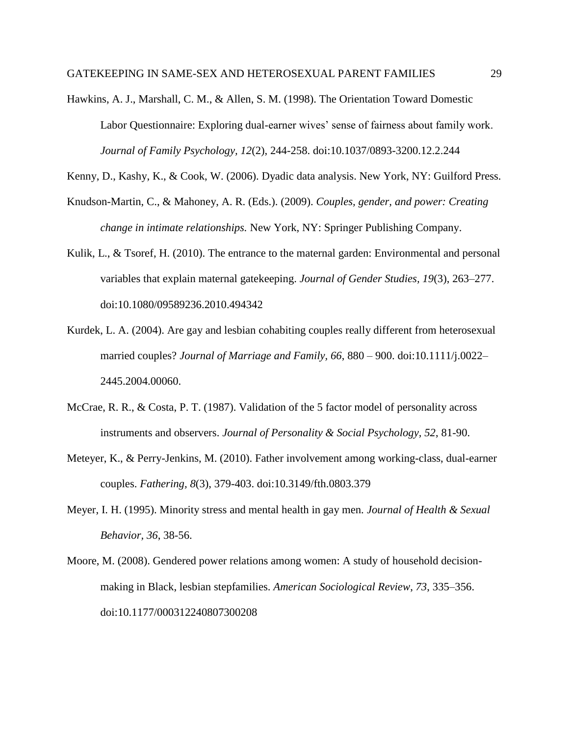Hawkins, A. J., Marshall, C. M., & Allen, S. M. (1998). The Orientation Toward Domestic Labor Questionnaire: Exploring dual-earner wives' sense of fairness about family work. *Journal of Family Psychology, 12*(2), 244-258. doi:10.1037/0893-3200.12.2.244

Kenny, D., Kashy, K., & Cook, W. (2006). Dyadic data analysis. New York, NY: Guilford Press.

Knudson-Martin, C., & Mahoney, A. R. (Eds.). (2009). *Couples, gender, and power: Creating change in intimate relationships.* New York, NY: Springer Publishing Company.

Kulik, L., & Tsoref, H. (2010). The entrance to the maternal garden: Environmental and personal variables that explain maternal gatekeeping. *Journal of Gender Studies, 19*(3), 263–277. doi:10.1080/09589236.2010.494342

Kurdek, L. A. (2004). Are gay and lesbian cohabiting couples really different from heterosexual married couples? *Journal of Marriage and Family, 66*, 880 – 900. doi:10.1111/j.0022–2445.2004.00060.

McCrae, R. R., & Costa, P. T. (1987). Validation of the 5 factor model of personality across instruments and observers. *Journal of Personality & Social Psychology, 52*, 81-90.

Meteyer, K., & Perry-Jenkins, M. (2010). Father involvement among working-class, dual-earner couples. *Fathering, 8*(3), 379-403. doi:10.3149/fth.0803.379

Meyer, I. H. (1995). Minority stress and mental health in gay men. *Journal of Health & Sexual Behavior, 36*, 38-56.

Moore, M. (2008). Gendered power relations among women: A study of household decision-making in Black, lesbian stepfamilies. *American Sociological Review*, *73*, 335–356. doi:10.1177/000312240807300208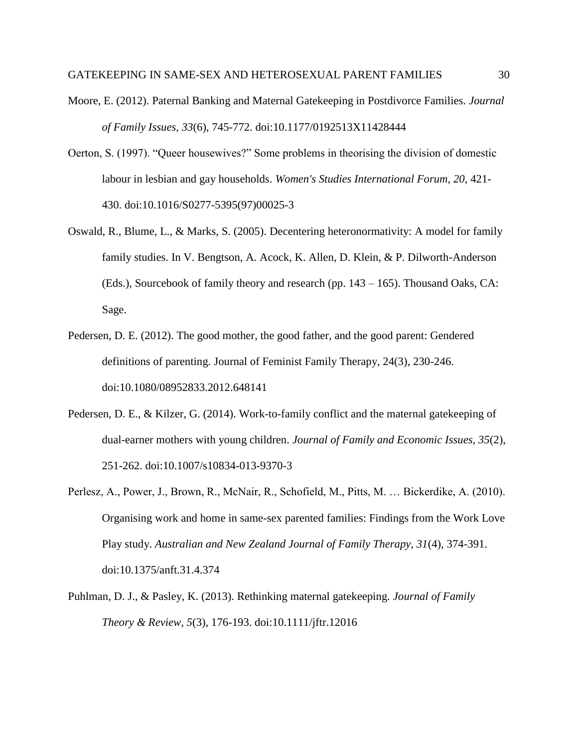Moore, E. (2012). Paternal Banking and Maternal Gatekeeping in Postdivorce Families. *Journal of Family Issues, 33*(6), 745-772. doi:10.1177/0192513X11428444

Oerton, S. (1997). "Queer housewives?" Some problems in theorising the division of domestic labour in lesbian and gay households. *Women's Studies International Forum, 20*, 421-430. doi:10.1016/S0277-5395(97)00025-3

Oswald, R., Blume, L., & Marks, S. (2005). Decentering heteronormativity: A model for family family studies. In V. Bengtson, A. Acock, K. Allen, D. Klein, & P. Dilworth-Anderson (Eds.), Sourcebook of family theory and research (pp. 143 – 165). Thousand Oaks, CA: Sage.

Pedersen, D. E. (2012). The good mother, the good father, and the good parent: Gendered definitions of parenting. Journal of Feminist Family Therapy, 24(3), 230-246. doi:10.1080/08952833.2012.648141

Pedersen, D. E., & Kilzer, G. (2014). Work-to-family conflict and the maternal gatekeeping of dual-earner mothers with young children. *Journal of Family and Economic Issues, 35*(2), 251-262. doi:10.1007/s10834-013-9370-3

Perlesz, A., Power, J., Brown, R., McNair, R., Schofield, M., Pitts, M. … Bickerdike, A. (2010). Organising work and home in same-sex parented families: Findings from the Work Love Play study. *Australian and New Zealand Journal of Family Therapy, 31*(4), 374-391. doi:10.1375/anft.31.4.374

Puhlman, D. J., & Pasley, K. (2013). Rethinking maternal gatekeeping. *Journal of Family Theory & Review, 5*(3), 176-193. doi:10.1111/jftr.12016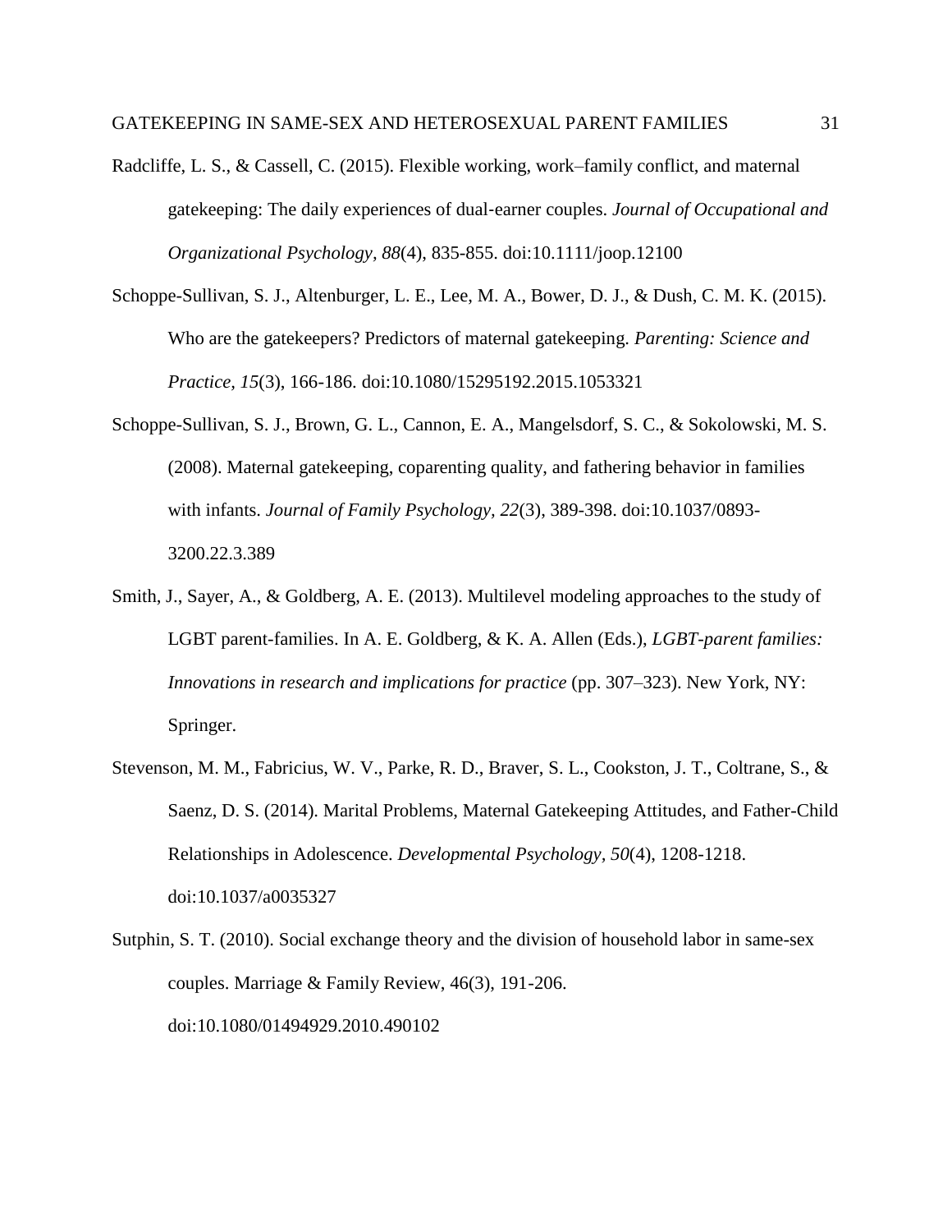Radcliffe, L. S., & Cassell, C. (2015). Flexible working, work–family conflict, and maternal gatekeeping: The daily experiences of dual-earner couples. *Journal of Occupational and Organizational Psychology*, *88*(4), 835-855. doi:10.1111/joop.12100

Schoppe-Sullivan, S. J., Altenburger, L. E., Lee, M. A., Bower, D. J., & Dush, C. M. K. (2015). Who are the gatekeepers? Predictors of maternal gatekeeping. *Parenting: Science and Practice, 15*(3), 166-186. doi:10.1080/15295192.2015.1053321

Schoppe-Sullivan, S. J., Brown, G. L., Cannon, E. A., Mangelsdorf, S. C., & Sokolowski, M. S. (2008). Maternal gatekeeping, coparenting quality, and fathering behavior in families with infants. *Journal of Family Psychology, 22*(3), 389-398. doi:10.1037/0893-3200.22.3.389

Smith, J., Sayer, A., & Goldberg, A. E. (2013). Multilevel modeling approaches to the study of LGBT parent-families. In A. E. Goldberg, & K. A. Allen (Eds.), *LGBT-parent families: Innovations in research and implications for practice* (pp. 307–323). New York, NY: Springer.

Stevenson, M. M., Fabricius, W. V., Parke, R. D., Braver, S. L., Cookston, J. T., Coltrane, S., & Saenz, D. S. (2014). Marital Problems, Maternal Gatekeeping Attitudes, and Father-Child Relationships in Adolescence. *Developmental Psychology, 50*(4), 1208-1218. doi:10.1037/a0035327

Sutphin, S. T. (2010). Social exchange theory and the division of household labor in same-sex couples. Marriage & Family Review, 46(3), 191-206. doi:10.1080/01494929.2010.490102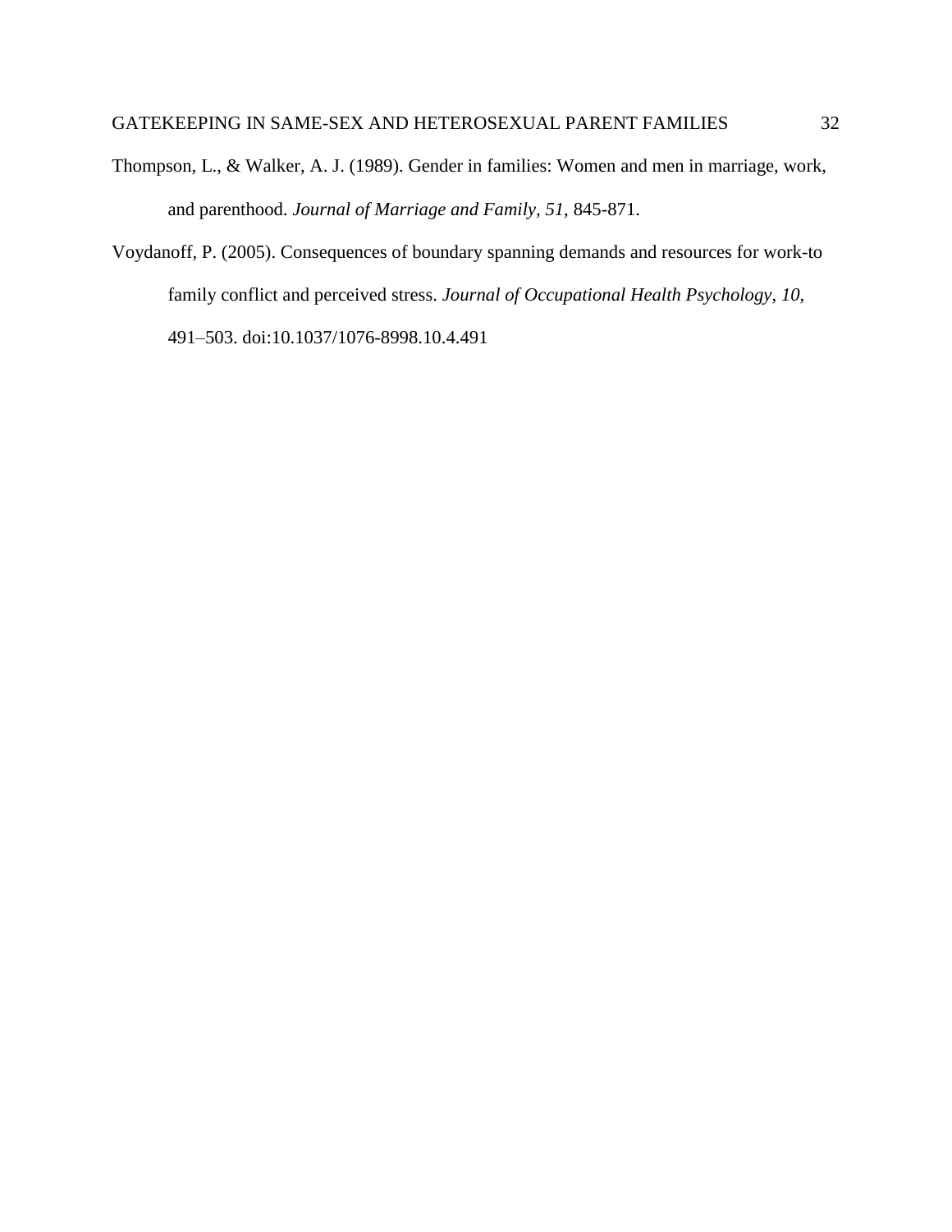Thompson, L., & Walker, A. J. (1989). Gender in families: Women and men in marriage, work, and parenthood. *Journal of Marriage and Family, 51,* 845-871.

Voydanoff, P. (2005). Consequences of boundary spanning demands and resources for work-to family conflict and perceived stress. *Journal of Occupational Health Psychology, 10,* 491–503. doi:10.1037/1076-8998.10.4.491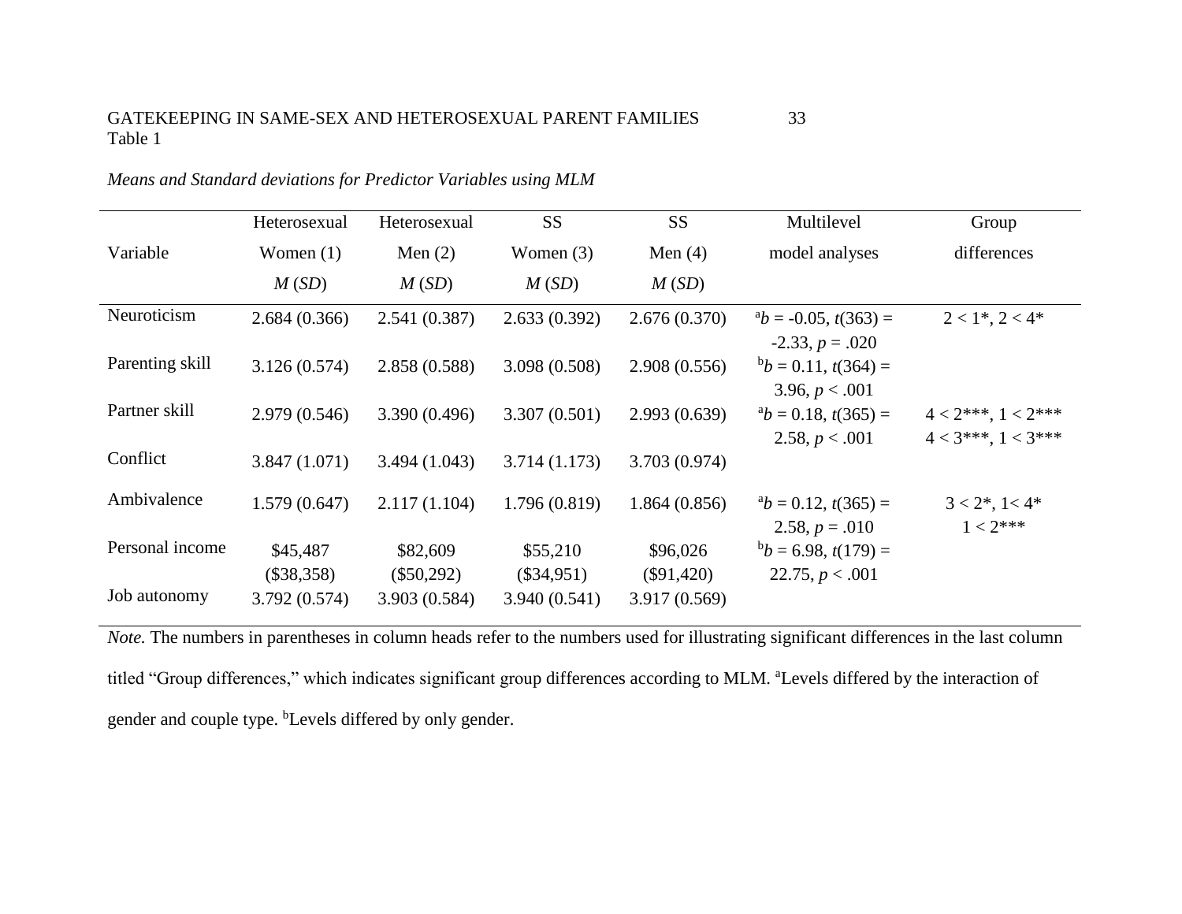Table 1

*Means and Standard deviations for Predictor Variables using MLM*

| Variable | Heterosexual Women (1) *M* (*SD*) | Heterosexual Men (2) *M* (*SD*) | SS Women (3) *M* (*SD*) | SS Men (4) *M* (*SD*) | Multilevel model analyses | Group differences |
|---|---|---|---|---|---|---|
| Neuroticism | 2.684 (0.366) | 2.541 (0.387) | 2.633 (0.392) | 2.676 (0.370) | [a]$b$ = -0.05, $t(363)$ = -2.33, $p$ = .020 | 2 < 1*, 2 < 4* |
| Parenting skill | 3.126 (0.574) | 2.858 (0.588) | 3.098 (0.508) | 2.908 (0.556) | [b]$b$ = 0.11, $t(364)$ = 3.96, $p$ < .001 | |
| Partner skill | 2.979 (0.546) | 3.390 (0.496) | 3.307 (0.501) | 2.993 (0.639) | [a]$b$ = 0.18, $t(365)$ = 2.58, $p$ < .001 | 4 < 2***, 1 < 2*** 4 < 3***, 1 < 3*** |
| Conflict | 3.847 (1.071) | 3.494 (1.043) | 3.714 (1.173) | 3.703 (0.974) | | |
| Ambivalence | 1.579 (0.647) | 2.117 (1.104) | 1.796 (0.819) | 1.864 (0.856) | [a]$b$ = 0.12, $t(365)$ = 2.58, $p$ = .010 | 3 < 2*, 1< 4* 1 < 2*** |
| Personal income | \$45,487 (\$38,358) | \$82,609 (\$50,292) | \$55,210 (\$34,951) | \$96,026 (\$91,420) | [b]$b$ = 6.98, $t(179)$ = 22.75, $p$ < .001 | |
| Job autonomy | 3.792 (0.574) | 3.903 (0.584) | 3.940 (0.541) | 3.917 (0.569) | | |

*Note.* The numbers in parentheses in column heads refer to the numbers used for illustrating significant differences in the last column titled "Group differences," which indicates significant group differences according to MLM. [a]Levels differed by the interaction of gender and couple type. [b]Levels differed by only gender.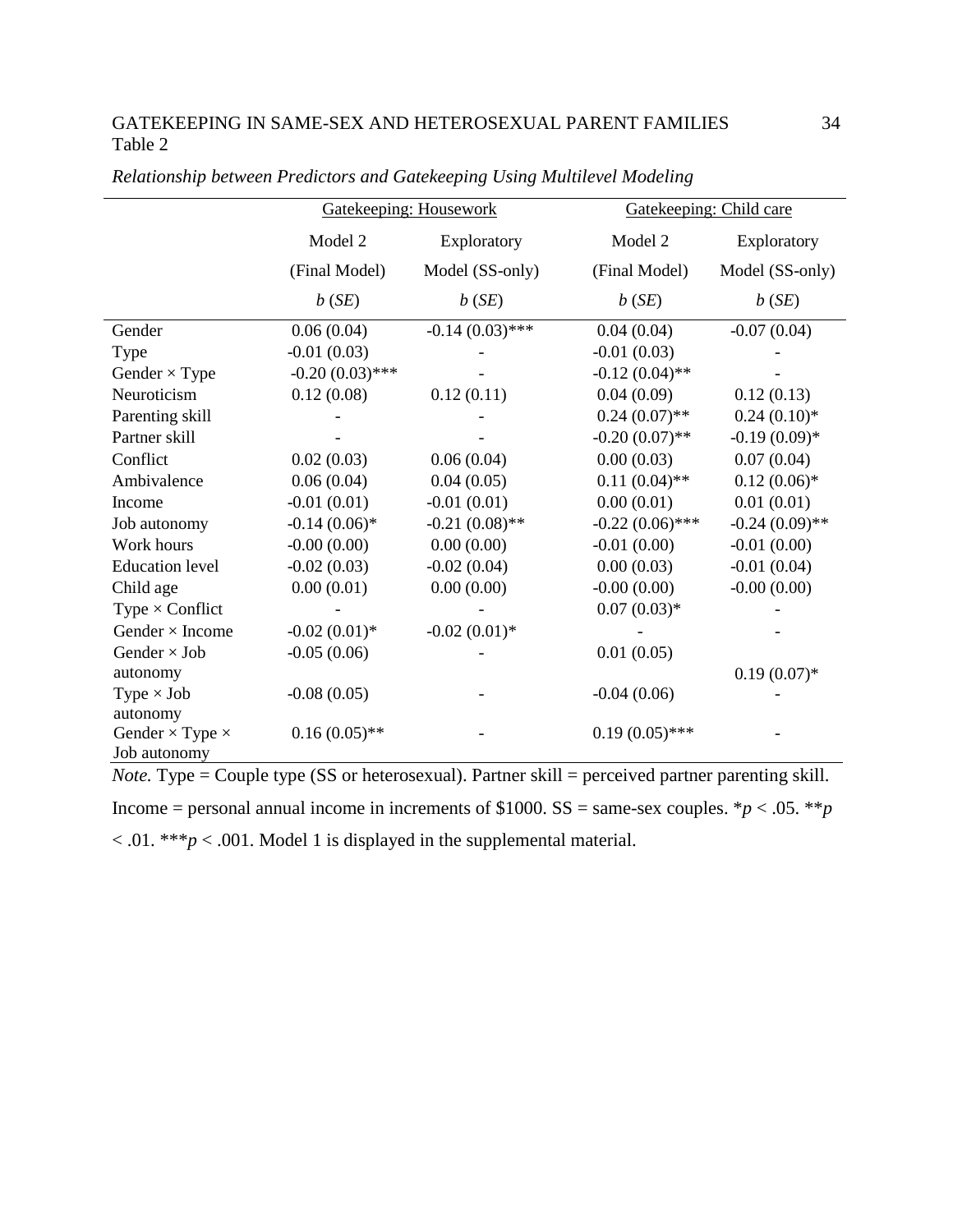Table 2

*Relationship between Predictors and Gatekeeping Using Multilevel Modeling*

| | Gatekeeping: Housework | | Gatekeeping: Child care | |
|---|---|---|---|---|
| | Model 2 (Final Model) | Exploratory Model (SS-only) | Model 2 (Final Model) | Exploratory Model (SS-only) |
| | *b* (*SE*) | *b* (*SE*) | *b* (*SE*) | *b* (*SE*) |
| Gender | 0.06 (0.04) | -0.14 (0.03)*** | 0.04 (0.04) | -0.07 (0.04) |
| Type | -0.01 (0.03) | - | -0.01 (0.03) | - |
| Gender × Type | -0.20 (0.03)*** | - | -0.12 (0.04)** | - |
| Neuroticism | 0.12 (0.08) | 0.12 (0.11) | 0.04 (0.09) | 0.12 (0.13) |
| Parenting skill | - | - | 0.24 (0.07)** | 0.24 (0.10)* |
| Partner skill | - | - | -0.20 (0.07)** | -0.19 (0.09)* |
| Conflict | 0.02 (0.03) | 0.06 (0.04) | 0.00 (0.03) | 0.07 (0.04) |
| Ambivalence | 0.06 (0.04) | 0.04 (0.05) | 0.11 (0.04)** | 0.12 (0.06)* |
| Income | -0.01 (0.01) | -0.01 (0.01) | 0.00 (0.01) | 0.01 (0.01) |
| Job autonomy | -0.14 (0.06)* | -0.21 (0.08)** | -0.22 (0.06)*** | -0.24 (0.09)** |
| Work hours | -0.00 (0.00) | 0.00 (0.00) | -0.01 (0.00) | -0.01 (0.00) |
| Education level | -0.02 (0.03) | -0.02 (0.04) | 0.00 (0.03) | -0.01 (0.04) |
| Child age | 0.00 (0.01) | 0.00 (0.00) | -0.00 (0.00) | -0.00 (0.00) |
| Type × Conflict | - | - | 0.07 (0.03)* | - |
| Gender × Income | -0.02 (0.01)* | -0.02 (0.01)* | - | - |
| Gender × Job autonomy | -0.05 (0.06) | - | 0.01 (0.05) | 0.19 (0.07)* |
| Type × Job autonomy | -0.08 (0.05) | - | -0.04 (0.06) | - |
| Gender × Type × Job autonomy | 0.16 (0.05)** | - | 0.19 (0.05)*** | - |

*Note.* Type = Couple type (SS or heterosexual). Partner skill = perceived partner parenting skill. Income = personal annual income in increments of \$1000. SS = same-sex couples. \**p* < .05. \*\**p* < .01. \*\*\**p* < .001. Model 1 is displayed in the supplemental material.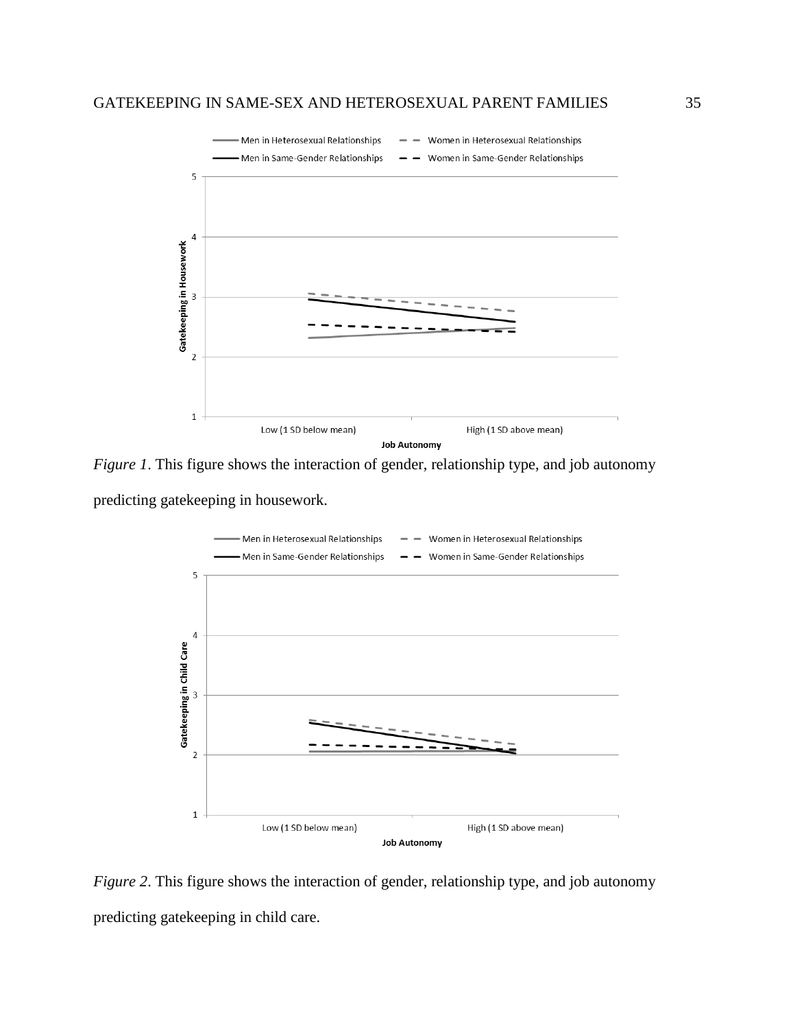Men in Heterosexual Relationships
Women in Heterosexual Relationships
Men in Same-Gender Relationships
Women in Same-Gender Relationships

Gatekeeping in Housework

5
4
3
2
1

Low (1 SD below mean)
High (1 SD above mean)

Job Autonomy

*Figure 1*. This figure shows the interaction of gender, relationship type, and job autonomy predicting gatekeeping in housework.

Men in Heterosexual Relationships
Women in Heterosexual Relationships
Men in Same-Gender Relationships
Women in Same-Gender Relationships

Gatekeeping in Child Care

5
4
3
2
1

Low (1 SD below mean)
High (1 SD above mean)

Job Autonomy

*Figure 2*. This figure shows the interaction of gender, relationship type, and job autonomy predicting gatekeeping in child care.